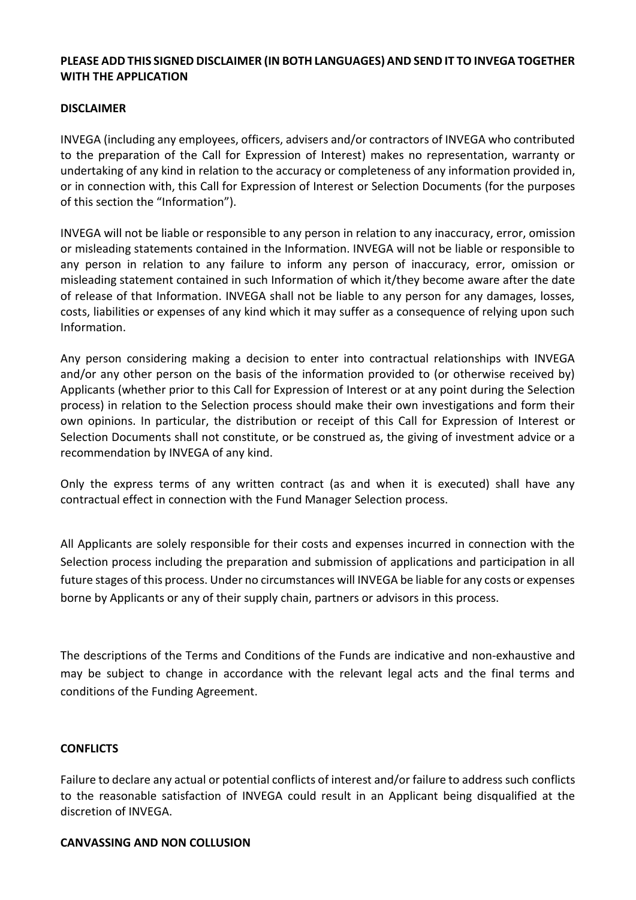**PLEASE ADD THIS SIGNED DISCLAIMER (IN BOTH LANGUAGES) AND SEND IT TO INVEGA TOGETHER WITH THE APPLICATION**

**DISCLAIMER**

INVEGA (including any employees, officers, advisers and/or contractors of INVEGA who contributed to the preparation of the Call for Expression of Interest) makes no representation, warranty or undertaking of any kind in relation to the accuracy or completeness of any information provided in, or in connection with, this Call for Expression of Interest or Selection Documents (for the purposes of this section the "Information").

INVEGA will not be liable or responsible to any person in relation to any inaccuracy, error, omission or misleading statements contained in the Information. INVEGA will not be liable or responsible to any person in relation to any failure to inform any person of inaccuracy, error, omission or misleading statement contained in such Information of which it/they become aware after the date of release of that Information. INVEGA shall not be liable to any person for any damages, losses, costs, liabilities or expenses of any kind which it may suffer as a consequence of relying upon such Information.

Any person considering making a decision to enter into contractual relationships with INVEGA and/or any other person on the basis of the information provided to (or otherwise received by) Applicants (whether prior to this Call for Expression of Interest or at any point during the Selection process) in relation to the Selection process should make their own investigations and form their own opinions. In particular, the distribution or receipt of this Call for Expression of Interest or Selection Documents shall not constitute, or be construed as, the giving of investment advice or a recommendation by INVEGA of any kind.

Only the express terms of any written contract (as and when it is executed) shall have any contractual effect in connection with the Fund Manager Selection process.

All Applicants are solely responsible for their costs and expenses incurred in connection with the Selection process including the preparation and submission of applications and participation in all future stages of this process. Under no circumstances will INVEGA be liable for any costs or expenses borne by Applicants or any of their supply chain, partners or advisors in this process.

The descriptions of the Terms and Conditions of the Funds are indicative and non-exhaustive and may be subject to change in accordance with the relevant legal acts and the final terms and conditions of the Funding Agreement.

**CONFLICTS**

Failure to declare any actual or potential conflicts of interest and/or failure to address such conflicts to the reasonable satisfaction of INVEGA could result in an Applicant being disqualified at the discretion of INVEGA.

**CANVASSING AND NON COLLUSION**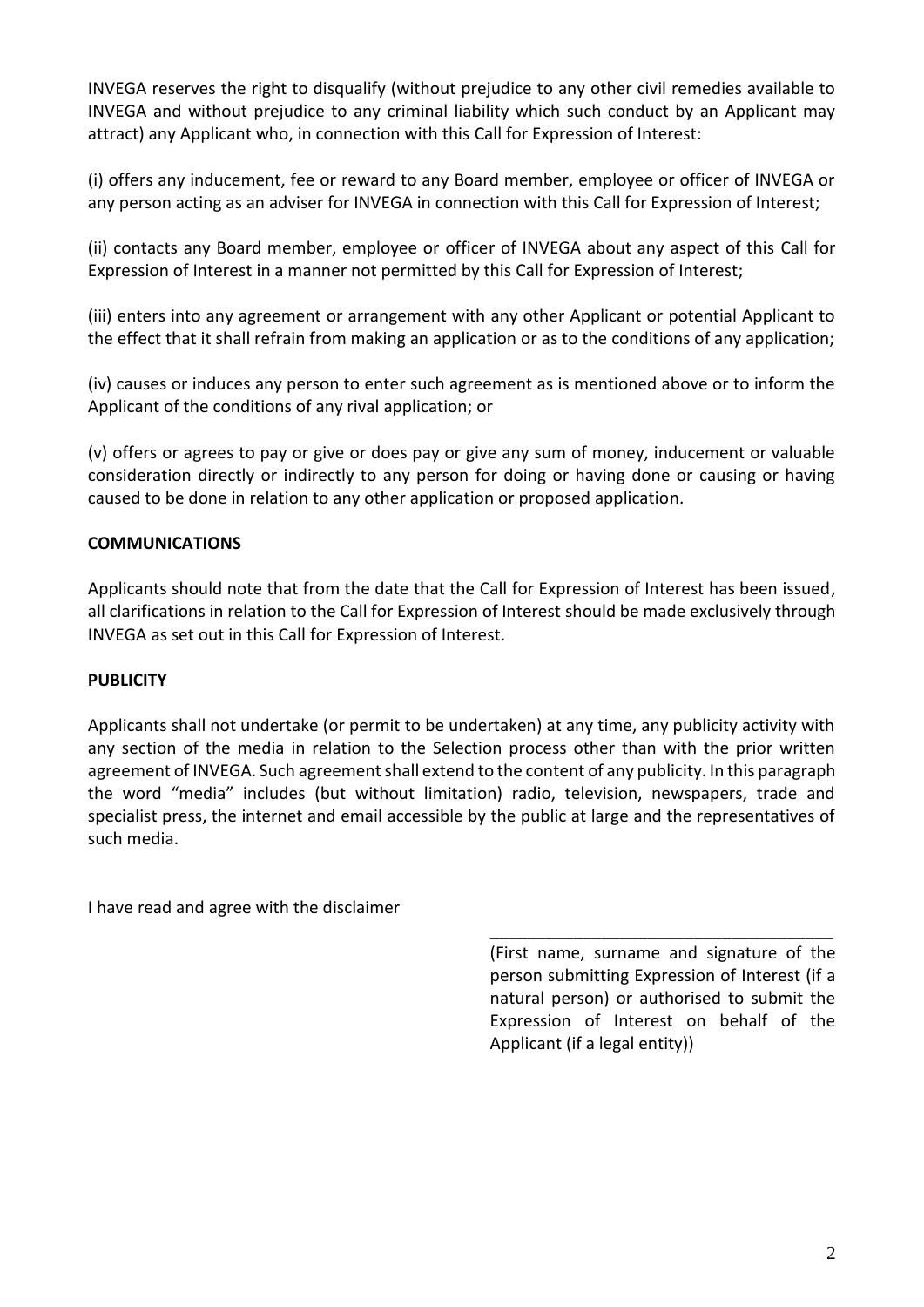INVEGA reserves the right to disqualify (without prejudice to any other civil remedies available to INVEGA and without prejudice to any criminal liability which such conduct by an Applicant may attract) any Applicant who, in connection with this Call for Expression of Interest:

(i) offers any inducement, fee or reward to any Board member, employee or officer of INVEGA or any person acting as an adviser for INVEGA in connection with this Call for Expression of Interest;

(ii) contacts any Board member, employee or officer of INVEGA about any aspect of this Call for Expression of Interest in a manner not permitted by this Call for Expression of Interest;

(iii) enters into any agreement or arrangement with any other Applicant or potential Applicant to the effect that it shall refrain from making an application or as to the conditions of any application;

(iv) causes or induces any person to enter such agreement as is mentioned above or to inform the Applicant of the conditions of any rival application; or

(v) offers or agrees to pay or give or does pay or give any sum of money, inducement or valuable consideration directly or indirectly to any person for doing or having done or causing or having caused to be done in relation to any other application or proposed application.

**COMMUNICATIONS**

Applicants should note that from the date that the Call for Expression of Interest has been issued, all clarifications in relation to the Call for Expression of Interest should be made exclusively through INVEGA as set out in this Call for Expression of Interest.

**PUBLICITY**

Applicants shall not undertake (or permit to be undertaken) at any time, any publicity activity with any section of the media in relation to the Selection process other than with the prior written agreement of INVEGA. Such agreement shall extend to the content of any publicity. In this paragraph the word "media" includes (but without limitation) radio, television, newspapers, trade and specialist press, the internet and email accessible by the public at large and the representatives of such media.

I have read and agree with the disclaimer

_____________________________________

(First name, surname and signature of the person submitting Expression of Interest (if a natural person) or authorised to submit the Expression of Interest on behalf of the Applicant (if a legal entity))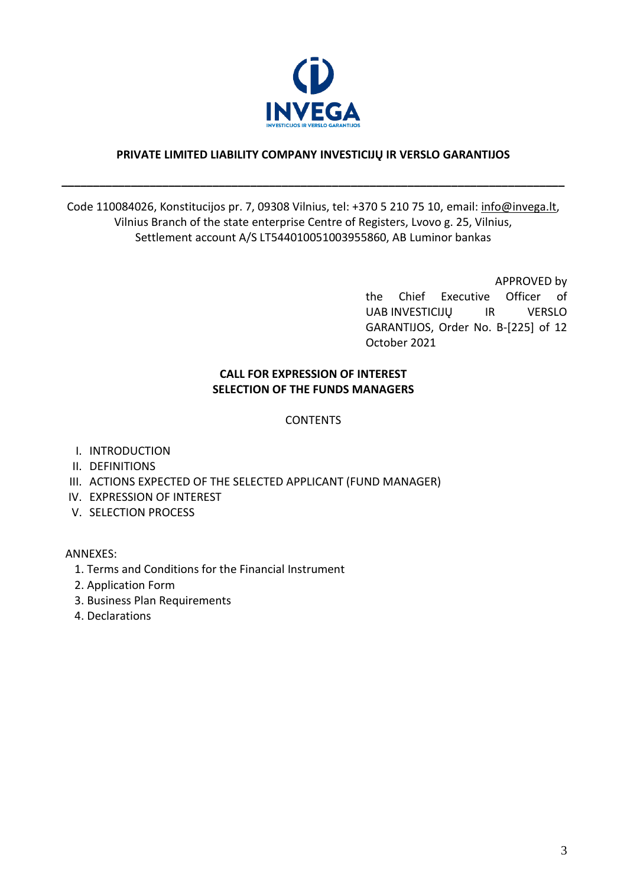**PRIVATE LIMITED LIABILITY COMPANY INVESTICIJŲ IR VERSLO GARANTIJOS**

---

Code 110084026, Konstitucijos pr. 7, 09308 Vilnius, tel: +370 5 210 75 10, email: info@invega.lt, Vilnius Branch of the state enterprise Centre of Registers, Lvovo g. 25, Vilnius, Settlement account A/S LT544010051003955860, AB Luminor bankas

APPROVED by
the Chief Executive Officer of UAB INVESTICIJŲ IR VERSLO GARANTIJOS, Order No. B-[225] of 12 October 2021

**CALL FOR EXPRESSION OF INTEREST**
**SELECTION OF THE FUNDS MANAGERS**

CONTENTS

I. INTRODUCTION
II. DEFINITIONS
III. ACTIONS EXPECTED OF THE SELECTED APPLICANT (FUND MANAGER)
IV. EXPRESSION OF INTEREST
V. SELECTION PROCESS

ANNEXES:

1. Terms and Conditions for the Financial Instrument
2. Application Form
3. Business Plan Requirements
4. Declarations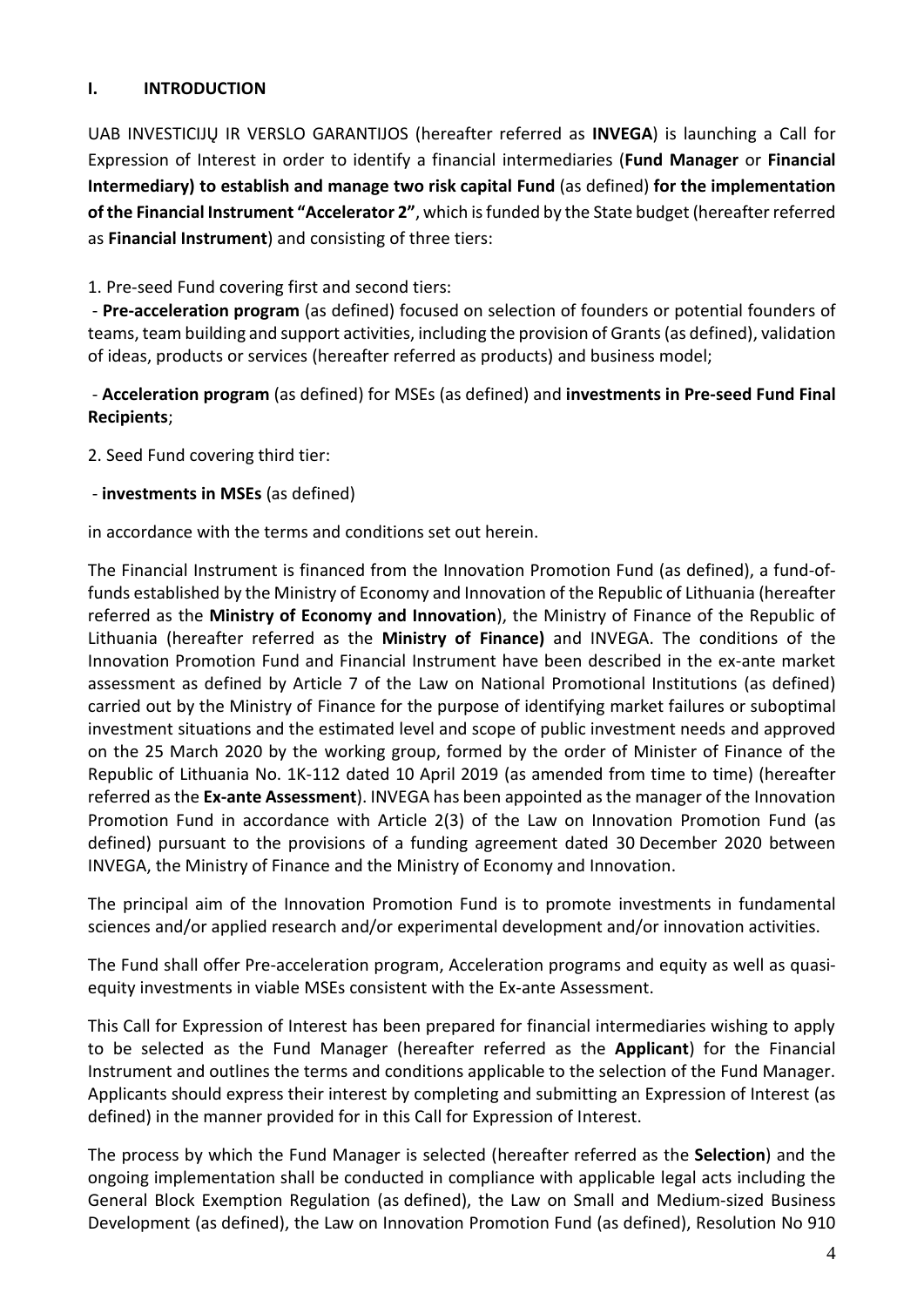## I. INTRODUCTION

UAB INVESTICIJŲ IR VERSLO GARANTIJOS (hereafter referred as **INVEGA**) is launching a Call for Expression of Interest in order to identify a financial intermediaries (**Fund Manager** or **Financial Intermediary) to establish and manage two risk capital Fund** (as defined) **for the implementation of the Financial Instrument "Accelerator 2"**, which is funded by the State budget (hereafter referred as **Financial Instrument**) and consisting of three tiers:

1. Pre-seed Fund covering first and second tiers:

- **Pre-acceleration program** (as defined) focused on selection of founders or potential founders of teams, team building and support activities, including the provision of Grants (as defined), validation of ideas, products or services (hereafter referred as products) and business model;

- **Acceleration program** (as defined) for MSEs (as defined) and **investments in Pre-seed Fund Final Recipients**;

2. Seed Fund covering third tier:

- **investments in MSEs** (as defined)

in accordance with the terms and conditions set out herein.

The Financial Instrument is financed from the Innovation Promotion Fund (as defined), a fund-of-funds established by the Ministry of Economy and Innovation of the Republic of Lithuania (hereafter referred as the **Ministry of Economy and Innovation**), the Ministry of Finance of the Republic of Lithuania (hereafter referred as the **Ministry of Finance)** and INVEGA. The conditions of the Innovation Promotion Fund and Financial Instrument have been described in the ex-ante market assessment as defined by Article 7 of the Law on National Promotional Institutions (as defined) carried out by the Ministry of Finance for the purpose of identifying market failures or suboptimal investment situations and the estimated level and scope of public investment needs and approved on the 25 March 2020 by the working group, formed by the order of Minister of Finance of the Republic of Lithuania No. 1K-112 dated 10 April 2019 (as amended from time to time) (hereafter referred as the **Ex-ante Assessment**). INVEGA has been appointed as the manager of the Innovation Promotion Fund in accordance with Article 2(3) of the Law on Innovation Promotion Fund (as defined) pursuant to the provisions of a funding agreement dated 30 December 2020 between INVEGA, the Ministry of Finance and the Ministry of Economy and Innovation.

The principal aim of the Innovation Promotion Fund is to promote investments in fundamental sciences and/or applied research and/or experimental development and/or innovation activities.

The Fund shall offer Pre-acceleration program, Acceleration programs and equity as well as quasi-equity investments in viable MSEs consistent with the Ex-ante Assessment.

This Call for Expression of Interest has been prepared for financial intermediaries wishing to apply to be selected as the Fund Manager (hereafter referred as the **Applicant**) for the Financial Instrument and outlines the terms and conditions applicable to the selection of the Fund Manager. Applicants should express their interest by completing and submitting an Expression of Interest (as defined) in the manner provided for in this Call for Expression of Interest.

The process by which the Fund Manager is selected (hereafter referred as the **Selection**) and the ongoing implementation shall be conducted in compliance with applicable legal acts including the General Block Exemption Regulation (as defined), the Law on Small and Medium-sized Business Development (as defined), the Law on Innovation Promotion Fund (as defined), Resolution No 910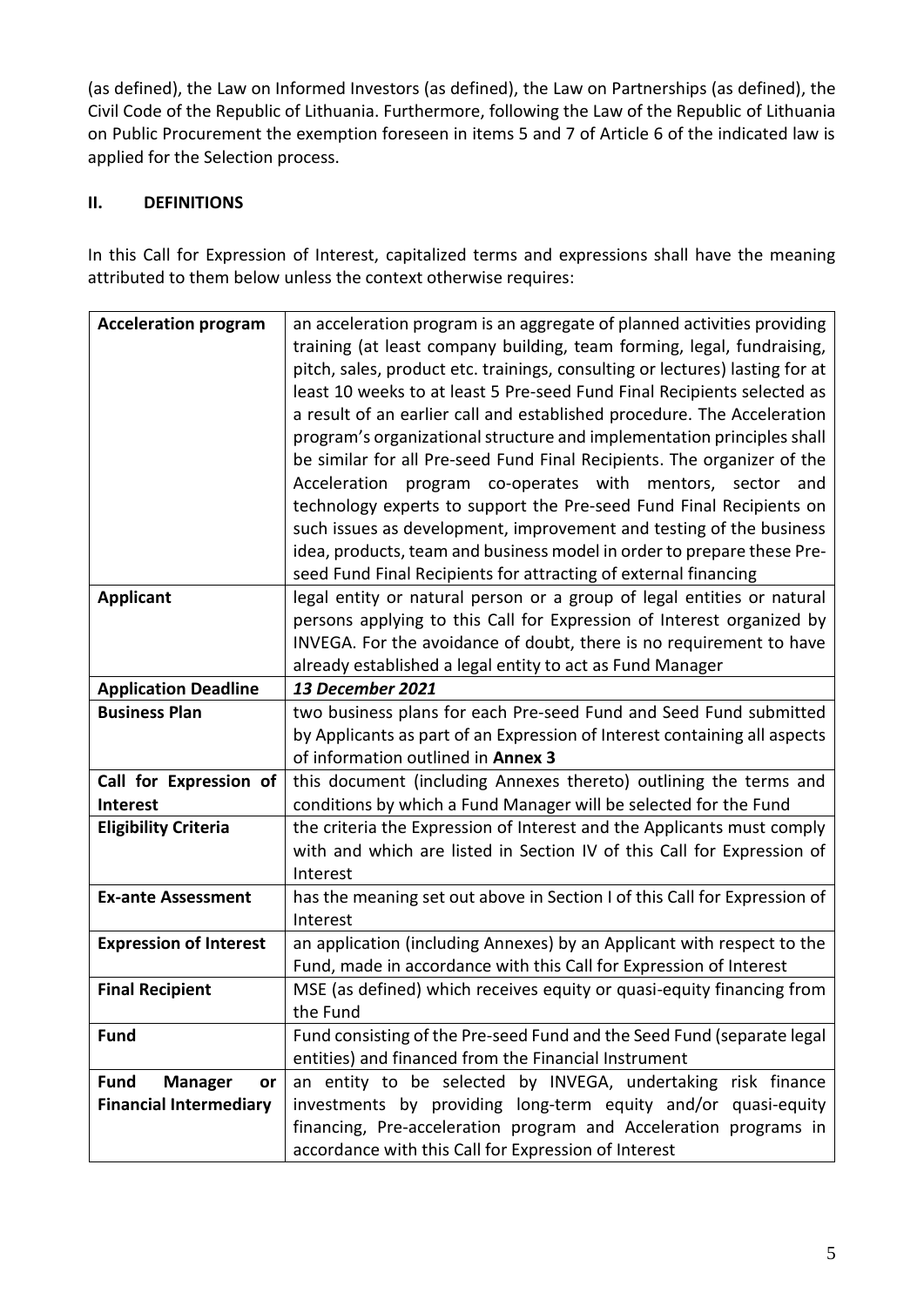(as defined), the Law on Informed Investors (as defined), the Law on Partnerships (as defined), the Civil Code of the Republic of Lithuania. Furthermore, following the Law of the Republic of Lithuania on Public Procurement the exemption foreseen in items 5 and 7 of Article 6 of the indicated law is applied for the Selection process.

## II. DEFINITIONS

In this Call for Expression of Interest, capitalized terms and expressions shall have the meaning attributed to them below unless the context otherwise requires:

| | |
|---|---|
| **Acceleration program** | an acceleration program is an aggregate of planned activities providing training (at least company building, team forming, legal, fundraising, pitch, sales, product etc. trainings, consulting or lectures) lasting for at least 10 weeks to at least 5 Pre-seed Fund Final Recipients selected as a result of an earlier call and established procedure. The Acceleration program's organizational structure and implementation principles shall be similar for all Pre-seed Fund Final Recipients. The organizer of the Acceleration program co-operates with mentors, sector and technology experts to support the Pre-seed Fund Final Recipients on such issues as development, improvement and testing of the business idea, products, team and business model in order to prepare these Pre-seed Fund Final Recipients for attracting of external financing |
| **Applicant** | legal entity or natural person or a group of legal entities or natural persons applying to this Call for Expression of Interest organized by INVEGA. For the avoidance of doubt, there is no requirement to have already established a legal entity to act as Fund Manager |
| **Application Deadline** | ***13 December 2021*** |
| **Business Plan** | two business plans for each Pre-seed Fund and Seed Fund submitted by Applicants as part of an Expression of Interest containing all aspects of information outlined in **Annex 3** |
| **Call for Expression of Interest** | this document (including Annexes thereto) outlining the terms and conditions by which a Fund Manager will be selected for the Fund |
| **Eligibility Criteria** | the criteria the Expression of Interest and the Applicants must comply with and which are listed in Section IV of this Call for Expression of Interest |
| **Ex-ante Assessment** | has the meaning set out above in Section I of this Call for Expression of Interest |
| **Expression of Interest** | an application (including Annexes) by an Applicant with respect to the Fund, made in accordance with this Call for Expression of Interest |
| **Final Recipient** | MSE (as defined) which receives equity or quasi-equity financing from the Fund |
| **Fund** | Fund consisting of the Pre-seed Fund and the Seed Fund (separate legal entities) and financed from the Financial Instrument |
| **Fund Manager or Financial Intermediary** | an entity to be selected by INVEGA, undertaking risk finance investments by providing long-term equity and/or quasi-equity financing, Pre-acceleration program and Acceleration programs in accordance with this Call for Expression of Interest |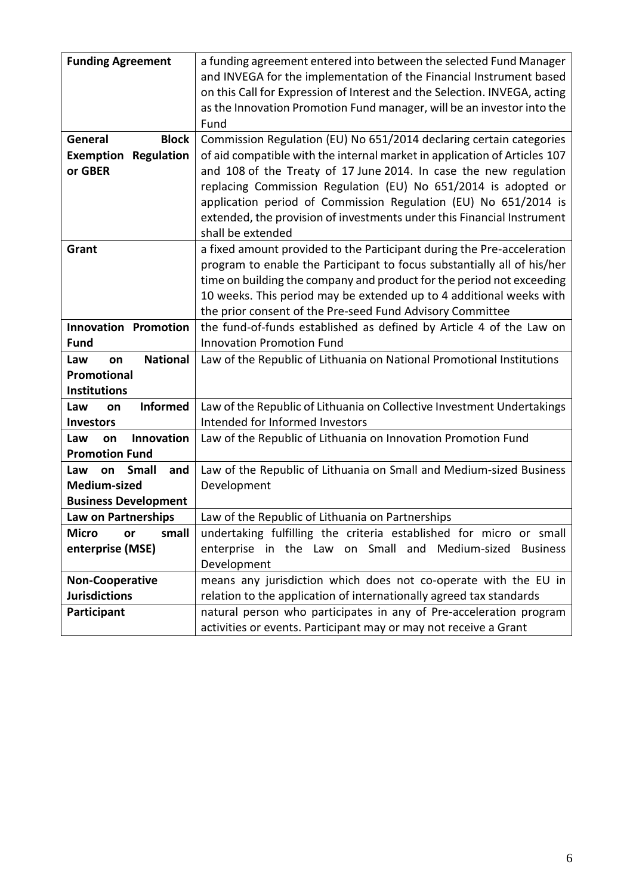| | |
|---|---|
| **Funding Agreement** | a funding agreement entered into between the selected Fund Manager and INVEGA for the implementation of the Financial Instrument based on this Call for Expression of Interest and the Selection. INVEGA, acting as the Innovation Promotion Fund manager, will be an investor into the Fund |
| **General Block Exemption Regulation or GBER** | Commission Regulation (EU) No 651/2014 declaring certain categories of aid compatible with the internal market in application of Articles 107 and 108 of the Treaty of 17 June 2014. In case the new regulation replacing Commission Regulation (EU) No 651/2014 is adopted or application period of Commission Regulation (EU) No 651/2014 is extended, the provision of investments under this Financial Instrument shall be extended |
| **Grant** | a fixed amount provided to the Participant during the Pre-acceleration program to enable the Participant to focus substantially all of his/her time on building the company and product for the period not exceeding 10 weeks. This period may be extended up to 4 additional weeks with the prior consent of the Pre-seed Fund Advisory Committee |
| **Innovation Promotion Fund** | the fund-of-funds established as defined by Article 4 of the Law on Innovation Promotion Fund |
| **Law on National Promotional Institutions** | Law of the Republic of Lithuania on National Promotional Institutions |
| **Law on Informed Investors** | Law of the Republic of Lithuania on Collective Investment Undertakings Intended for Informed Investors |
| **Law on Innovation Promotion Fund** | Law of the Republic of Lithuania on Innovation Promotion Fund |
| **Law on Small and Medium-sized Business Development** | Law of the Republic of Lithuania on Small and Medium-sized Business Development |
| **Law on Partnerships** | Law of the Republic of Lithuania on Partnerships |
| **Micro or small enterprise (MSE)** | undertaking fulfilling the criteria established for micro or small enterprise in the Law on Small and Medium-sized Business Development |
| **Non-Cooperative Jurisdictions** | means any jurisdiction which does not co-operate with the EU in relation to the application of internationally agreed tax standards |
| **Participant** | natural person who participates in any of Pre-acceleration program activities or events. Participant may or may not receive a Grant |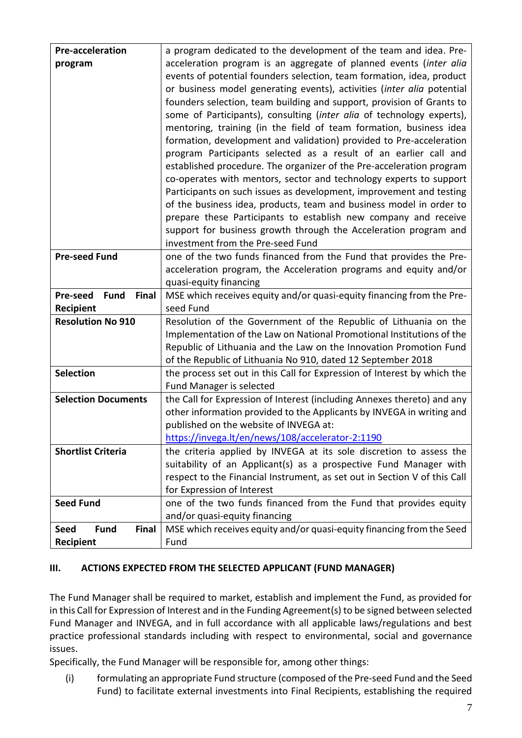| | |
|---|---|
| **Pre-acceleration program** | a program dedicated to the development of the team and idea. Pre-acceleration program is an aggregate of planned events (*inter alia* events of potential founders selection, team formation, idea, product or business model generating events), activities (*inter alia* potential founders selection, team building and support, provision of Grants to some of Participants), consulting (*inter alia* of technology experts), mentoring, training (in the field of team formation, business idea formation, development and validation) provided to Pre-acceleration program Participants selected as a result of an earlier call and established procedure. The organizer of the Pre-acceleration program co-operates with mentors, sector and technology experts to support Participants on such issues as development, improvement and testing of the business idea, products, team and business model in order to prepare these Participants to establish new company and receive support for business growth through the Acceleration program and investment from the Pre-seed Fund |
| **Pre-seed Fund** | one of the two funds financed from the Fund that provides the Pre-acceleration program, the Acceleration programs and equity and/or quasi-equity financing |
| **Pre-seed Fund Final Recipient** | MSE which receives equity and/or quasi-equity financing from the Pre-seed Fund |
| **Resolution No 910** | Resolution of the Government of the Republic of Lithuania on the Implementation of the Law on National Promotional Institutions of the Republic of Lithuania and the Law on the Innovation Promotion Fund of the Republic of Lithuania No 910, dated 12 September 2018 |
| **Selection** | the process set out in this Call for Expression of Interest by which the Fund Manager is selected |
| **Selection Documents** | the Call for Expression of Interest (including Annexes thereto) and any other information provided to the Applicants by INVEGA in writing and published on the website of INVEGA at: https://invega.lt/en/news/108/accelerator-2:1190 |
| **Shortlist Criteria** | the criteria applied by INVEGA at its sole discretion to assess the suitability of an Applicant(s) as a prospective Fund Manager with respect to the Financial Instrument, as set out in Section V of this Call for Expression of Interest |
| **Seed Fund** | one of the two funds financed from the Fund that provides equity and/or quasi-equity financing |
| **Seed Fund Final Recipient** | MSE which receives equity and/or quasi-equity financing from the Seed Fund |

## III. ACTIONS EXPECTED FROM THE SELECTED APPLICANT (FUND MANAGER)

The Fund Manager shall be required to market, establish and implement the Fund, as provided for in this Call for Expression of Interest and in the Funding Agreement(s) to be signed between selected Fund Manager and INVEGA, and in full accordance with all applicable laws/regulations and best practice professional standards including with respect to environmental, social and governance issues.

Specifically, the Fund Manager will be responsible for, among other things:

(i) formulating an appropriate Fund structure (composed of the Pre-seed Fund and the Seed Fund) to facilitate external investments into Final Recipients, establishing the required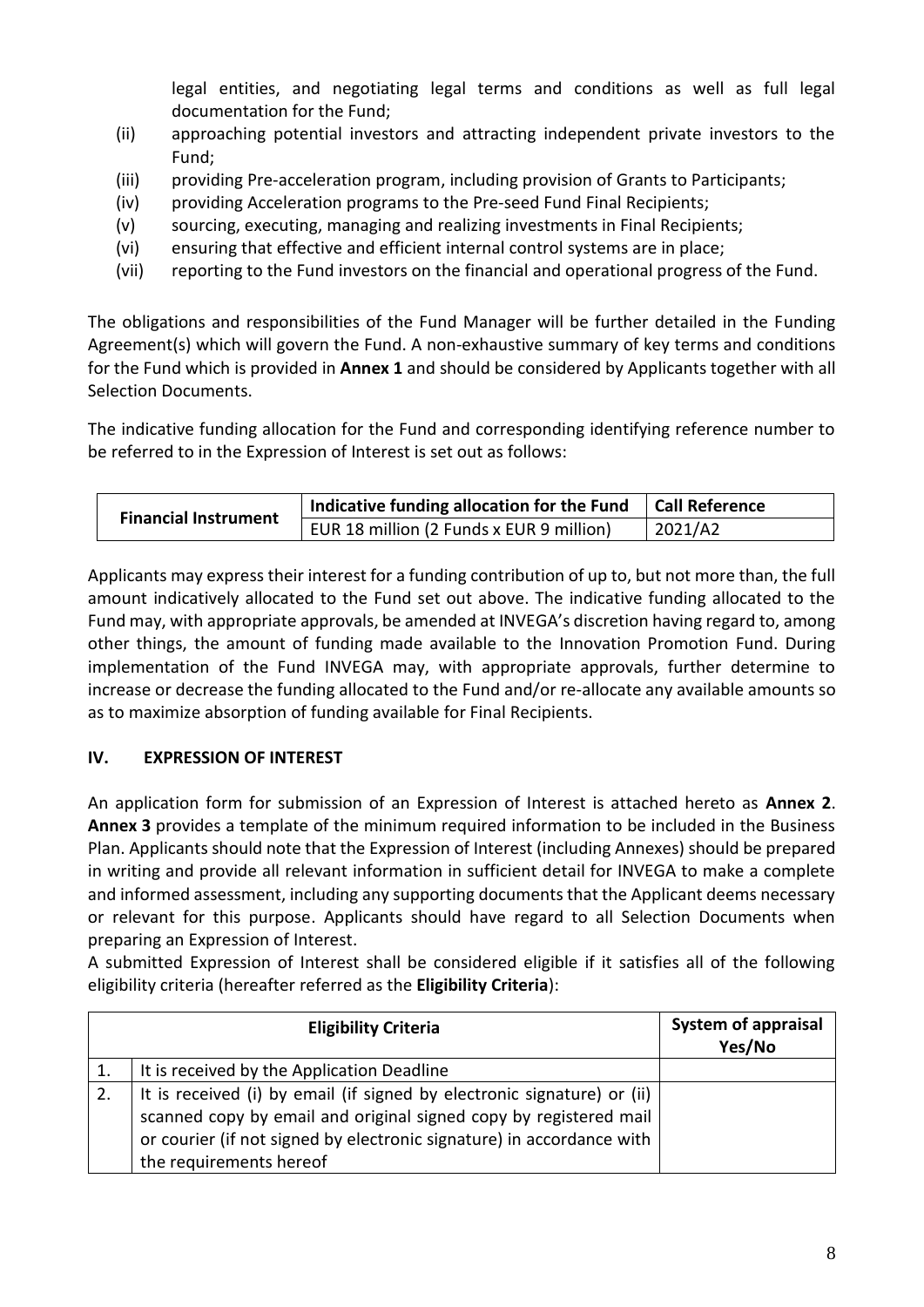legal entities, and negotiating legal terms and conditions as well as full legal documentation for the Fund;

(ii) approaching potential investors and attracting independent private investors to the Fund;
(iii) providing Pre-acceleration program, including provision of Grants to Participants;
(iv) providing Acceleration programs to the Pre-seed Fund Final Recipients;
(v) sourcing, executing, managing and realizing investments in Final Recipients;
(vi) ensuring that effective and efficient internal control systems are in place;
(vii) reporting to the Fund investors on the financial and operational progress of the Fund.

The obligations and responsibilities of the Fund Manager will be further detailed in the Funding Agreement(s) which will govern the Fund. A non-exhaustive summary of key terms and conditions for the Fund which is provided in **Annex 1** and should be considered by Applicants together with all Selection Documents.

The indicative funding allocation for the Fund and corresponding identifying reference number to be referred to in the Expression of Interest is set out as follows:

| **Financial Instrument** | **Indicative funding allocation for the Fund** | **Call Reference** |
|---|---|---|
| | EUR 18 million (2 Funds x EUR 9 million) | 2021/A2 |

Applicants may express their interest for a funding contribution of up to, but not more than, the full amount indicatively allocated to the Fund set out above. The indicative funding allocated to the Fund may, with appropriate approvals, be amended at INVEGA's discretion having regard to, among other things, the amount of funding made available to the Innovation Promotion Fund. During implementation of the Fund INVEGA may, with appropriate approvals, further determine to increase or decrease the funding allocated to the Fund and/or re-allocate any available amounts so as to maximize absorption of funding available for Final Recipients.

## IV. EXPRESSION OF INTEREST

An application form for submission of an Expression of Interest is attached hereto as **Annex 2**. **Annex 3** provides a template of the minimum required information to be included in the Business Plan. Applicants should note that the Expression of Interest (including Annexes) should be prepared in writing and provide all relevant information in sufficient detail for INVEGA to make a complete and informed assessment, including any supporting documents that the Applicant deems necessary or relevant for this purpose. Applicants should have regard to all Selection Documents when preparing an Expression of Interest.

A submitted Expression of Interest shall be considered eligible if it satisfies all of the following eligibility criteria (hereafter referred as the **Eligibility Criteria**):

| | **Eligibility Criteria** | **System of appraisal Yes/No** |
|---|---|---|
| 1. | It is received by the Application Deadline | |
| 2. | It is received (i) by email (if signed by electronic signature) or (ii) scanned copy by email and original signed copy by registered mail or courier (if not signed by electronic signature) in accordance with the requirements hereof | |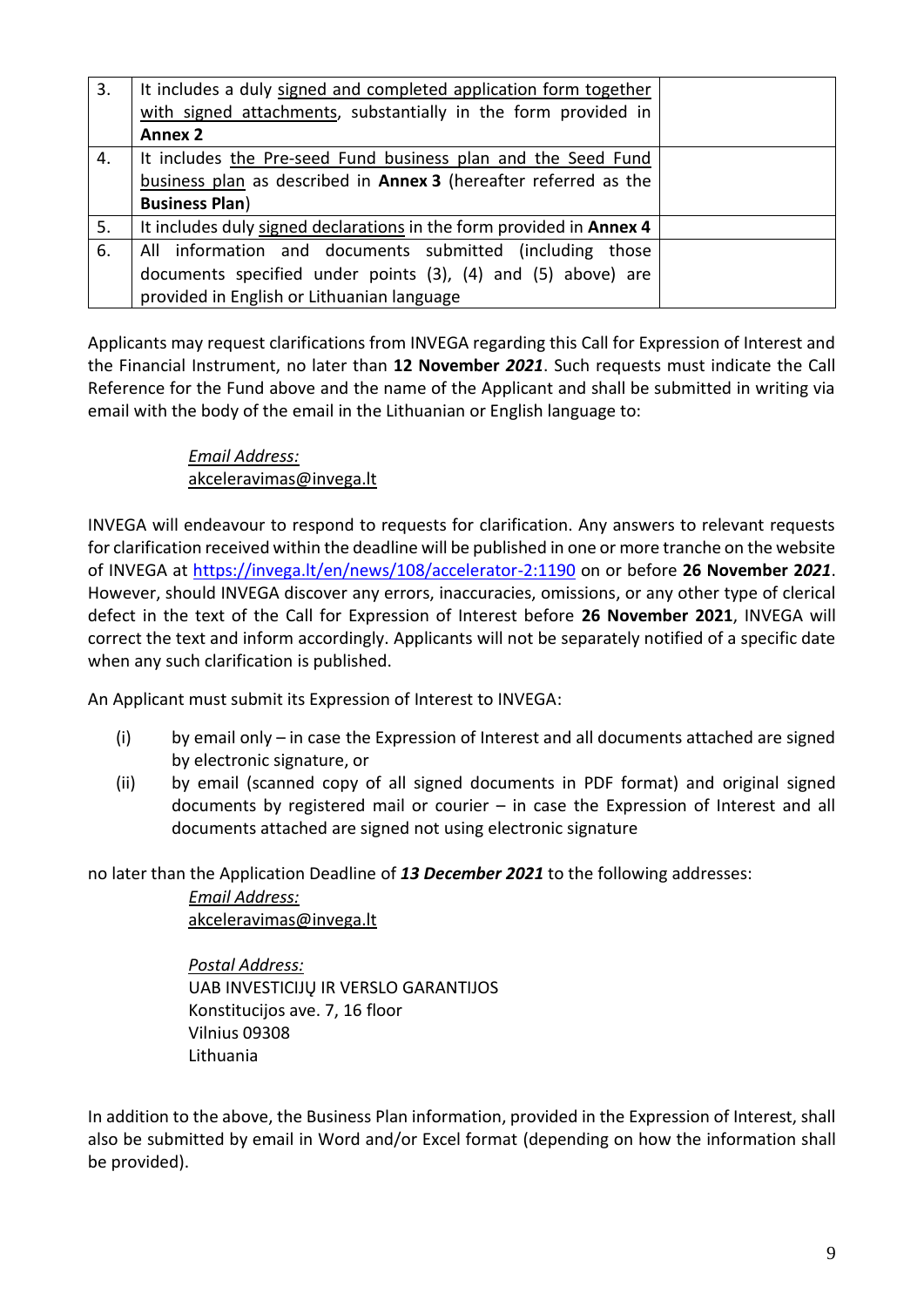| 3. | It includes a duly signed and completed application form together with signed attachments, substantially in the form provided in **Annex 2** | |
|---|---|---|
| 4. | It includes the Pre-seed Fund business plan and the Seed Fund business plan as described in **Annex 3** (hereafter referred as the **Business Plan**) | |
| 5. | It includes duly signed declarations in the form provided in **Annex 4** | |
| 6. | All information and documents submitted (including those documents specified under points (3), (4) and (5) above) are provided in English or Lithuanian language | |

Applicants may request clarifications from INVEGA regarding this Call for Expression of Interest and the Financial Instrument, no later than **12 November *2021***. Such requests must indicate the Call Reference for the Fund above and the name of the Applicant and shall be submitted in writing via email with the body of the email in the Lithuanian or English language to:

*Email Address:*
akceleravimas@invega.lt

INVEGA will endeavour to respond to requests for clarification. Any answers to relevant requests for clarification received within the deadline will be published in one or more tranche on the website of INVEGA at https://invega.lt/en/news/108/accelerator-2:1190 on or before **26 November 2*021***. However, should INVEGA discover any errors, inaccuracies, omissions, or any other type of clerical defect in the text of the Call for Expression of Interest before **26 November 2021**, INVEGA will correct the text and inform accordingly. Applicants will not be separately notified of a specific date when any such clarification is published.

An Applicant must submit its Expression of Interest to INVEGA:

(i) by email only – in case the Expression of Interest and all documents attached are signed by electronic signature, or

(ii) by email (scanned copy of all signed documents in PDF format) and original signed documents by registered mail or courier – in case the Expression of Interest and all documents attached are signed not using electronic signature

no later than the Application Deadline of ***13 December 2021*** to the following addresses:

*Email Address:*
akceleravimas@invega.lt

*Postal Address:*
UAB INVESTICIJŲ IR VERSLO GARANTIJOS
Konstitucijos ave. 7, 16 floor
Vilnius 09308
Lithuania

In addition to the above, the Business Plan information, provided in the Expression of Interest, shall also be submitted by email in Word and/or Excel format (depending on how the information shall be provided).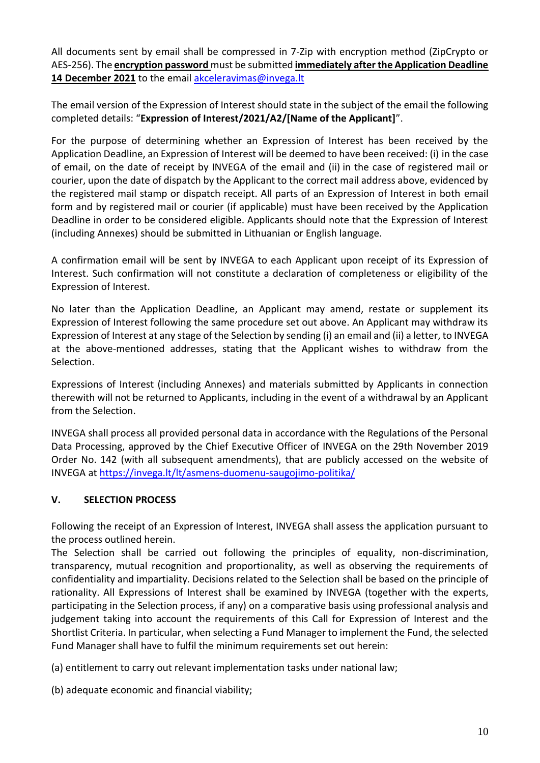All documents sent by email shall be compressed in 7-Zip with encryption method (ZipCrypto or AES-256). The **encryption password** must be submitted **immediately after the Application Deadline 14 December 2021** to the email akceleravimas@invega.lt

The email version of the Expression of Interest should state in the subject of the email the following completed details: "**Expression of Interest/2021/A2/[Name of the Applicant]**".

For the purpose of determining whether an Expression of Interest has been received by the Application Deadline, an Expression of Interest will be deemed to have been received: (i) in the case of email, on the date of receipt by INVEGA of the email and (ii) in the case of registered mail or courier, upon the date of dispatch by the Applicant to the correct mail address above, evidenced by the registered mail stamp or dispatch receipt. All parts of an Expression of Interest in both email form and by registered mail or courier (if applicable) must have been received by the Application Deadline in order to be considered eligible. Applicants should note that the Expression of Interest (including Annexes) should be submitted in Lithuanian or English language.

A confirmation email will be sent by INVEGA to each Applicant upon receipt of its Expression of Interest. Such confirmation will not constitute a declaration of completeness or eligibility of the Expression of Interest.

No later than the Application Deadline, an Applicant may amend, restate or supplement its Expression of Interest following the same procedure set out above. An Applicant may withdraw its Expression of Interest at any stage of the Selection by sending (i) an email and (ii) a letter, to INVEGA at the above-mentioned addresses, stating that the Applicant wishes to withdraw from the Selection.

Expressions of Interest (including Annexes) and materials submitted by Applicants in connection therewith will not be returned to Applicants, including in the event of a withdrawal by an Applicant from the Selection.

INVEGA shall process all provided personal data in accordance with the Regulations of the Personal Data Processing, approved by the Chief Executive Officer of INVEGA on the 29th November 2019 Order No. 142 (with all subsequent amendments), that are publicly accessed on the website of INVEGA at https://invega.lt/lt/asmens-duomenu-saugojimo-politika/

## V. SELECTION PROCESS

Following the receipt of an Expression of Interest, INVEGA shall assess the application pursuant to the process outlined herein.

The Selection shall be carried out following the principles of equality, non-discrimination, transparency, mutual recognition and proportionality, as well as observing the requirements of confidentiality and impartiality. Decisions related to the Selection shall be based on the principle of rationality. All Expressions of Interest shall be examined by INVEGA (together with the experts, participating in the Selection process, if any) on a comparative basis using professional analysis and judgement taking into account the requirements of this Call for Expression of Interest and the Shortlist Criteria. In particular, when selecting a Fund Manager to implement the Fund, the selected Fund Manager shall have to fulfil the minimum requirements set out herein:

(a) entitlement to carry out relevant implementation tasks under national law;

(b) adequate economic and financial viability;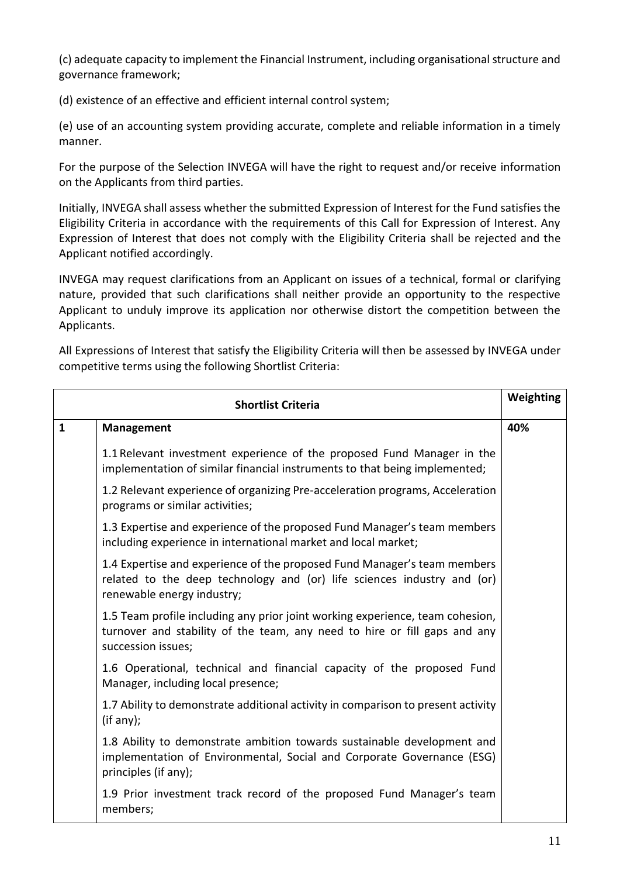(c) adequate capacity to implement the Financial Instrument, including organisational structure and governance framework;

(d) existence of an effective and efficient internal control system;

(e) use of an accounting system providing accurate, complete and reliable information in a timely manner.

For the purpose of the Selection INVEGA will have the right to request and/or receive information on the Applicants from third parties.

Initially, INVEGA shall assess whether the submitted Expression of Interest for the Fund satisfies the Eligibility Criteria in accordance with the requirements of this Call for Expression of Interest. Any Expression of Interest that does not comply with the Eligibility Criteria shall be rejected and the Applicant notified accordingly.

INVEGA may request clarifications from an Applicant on issues of a technical, formal or clarifying nature, provided that such clarifications shall neither provide an opportunity to the respective Applicant to unduly improve its application nor otherwise distort the competition between the Applicants.

All Expressions of Interest that satisfy the Eligibility Criteria will then be assessed by INVEGA under competitive terms using the following Shortlist Criteria:

| | **Shortlist Criteria** | **Weighting** |
|---|---|---|
| **1** | **Management** | **40%** |
| | 1.1 Relevant investment experience of the proposed Fund Manager in the implementation of similar financial instruments to that being implemented; | |
| | 1.2 Relevant experience of organizing Pre-acceleration programs, Acceleration programs or similar activities; | |
| | 1.3 Expertise and experience of the proposed Fund Manager's team members including experience in international market and local market; | |
| | 1.4 Expertise and experience of the proposed Fund Manager's team members related to the deep technology and (or) life sciences industry and (or) renewable energy industry; | |
| | 1.5 Team profile including any prior joint working experience, team cohesion, turnover and stability of the team, any need to hire or fill gaps and any succession issues; | |
| | 1.6 Operational, technical and financial capacity of the proposed Fund Manager, including local presence; | |
| | 1.7 Ability to demonstrate additional activity in comparison to present activity (if any); | |
| | 1.8 Ability to demonstrate ambition towards sustainable development and implementation of Environmental, Social and Corporate Governance (ESG) principles (if any); | |
| | 1.9 Prior investment track record of the proposed Fund Manager's team members; | |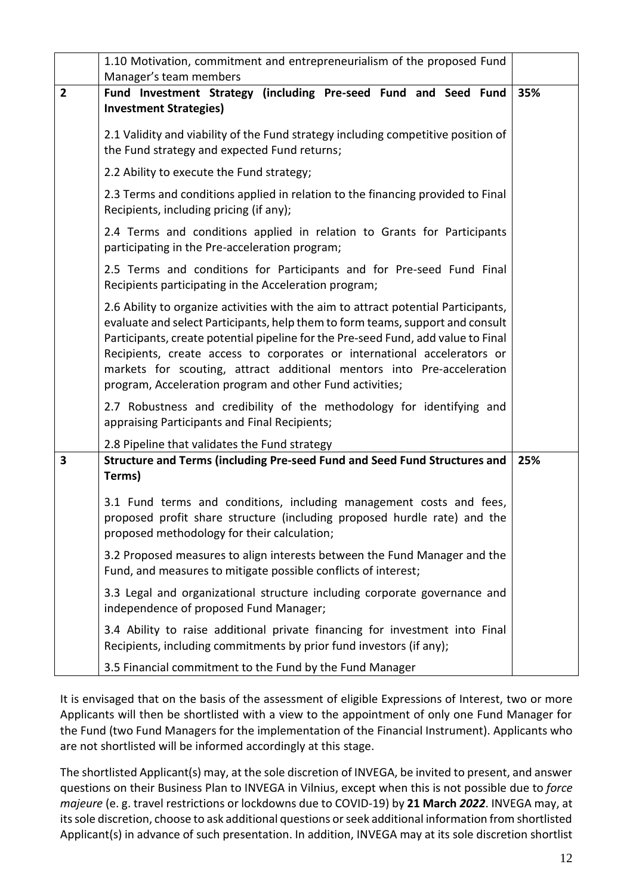| | | |
|---|---|---|
| | 1.10 Motivation, commitment and entrepreneurialism of the proposed Fund Manager's team members | |
| **2** | **Fund Investment Strategy (including Pre-seed Fund and Seed Fund Investment Strategies)**<br><br>2.1 Validity and viability of the Fund strategy including competitive position of the Fund strategy and expected Fund returns;<br><br>2.2 Ability to execute the Fund strategy;<br><br>2.3 Terms and conditions applied in relation to the financing provided to Final Recipients, including pricing (if any);<br><br>2.4 Terms and conditions applied in relation to Grants for Participants participating in the Pre-acceleration program;<br><br>2.5 Terms and conditions for Participants and for Pre-seed Fund Final Recipients participating in the Acceleration program;<br><br>2.6 Ability to organize activities with the aim to attract potential Participants, evaluate and select Participants, help them to form teams, support and consult Participants, create potential pipeline for the Pre-seed Fund, add value to Final Recipients, create access to corporates or international accelerators or markets for scouting, attract additional mentors into Pre-acceleration program, Acceleration program and other Fund activities;<br><br>2.7 Robustness and credibility of the methodology for identifying and appraising Participants and Final Recipients;<br><br>2.8 Pipeline that validates the Fund strategy | 35% |
| **3** | **Structure and Terms (including Pre-seed Fund and Seed Fund Structures and Terms)**<br><br>3.1 Fund terms and conditions, including management costs and fees, proposed profit share structure (including proposed hurdle rate) and the proposed methodology for their calculation;<br><br>3.2 Proposed measures to align interests between the Fund Manager and the Fund, and measures to mitigate possible conflicts of interest;<br><br>3.3 Legal and organizational structure including corporate governance and independence of proposed Fund Manager;<br><br>3.4 Ability to raise additional private financing for investment into Final Recipients, including commitments by prior fund investors (if any);<br><br>3.5 Financial commitment to the Fund by the Fund Manager | 25% |

It is envisaged that on the basis of the assessment of eligible Expressions of Interest, two or more Applicants will then be shortlisted with a view to the appointment of only one Fund Manager for the Fund (two Fund Managers for the implementation of the Financial Instrument). Applicants who are not shortlisted will be informed accordingly at this stage.

The shortlisted Applicant(s) may, at the sole discretion of INVEGA, be invited to present, and answer questions on their Business Plan to INVEGA in Vilnius, except when this is not possible due to *force majeure* (e. g. travel restrictions or lockdowns due to COVID-19) by **21 March *2022***. INVEGA may, at its sole discretion, choose to ask additional questions or seek additional information from shortlisted Applicant(s) in advance of such presentation. In addition, INVEGA may at its sole discretion shortlist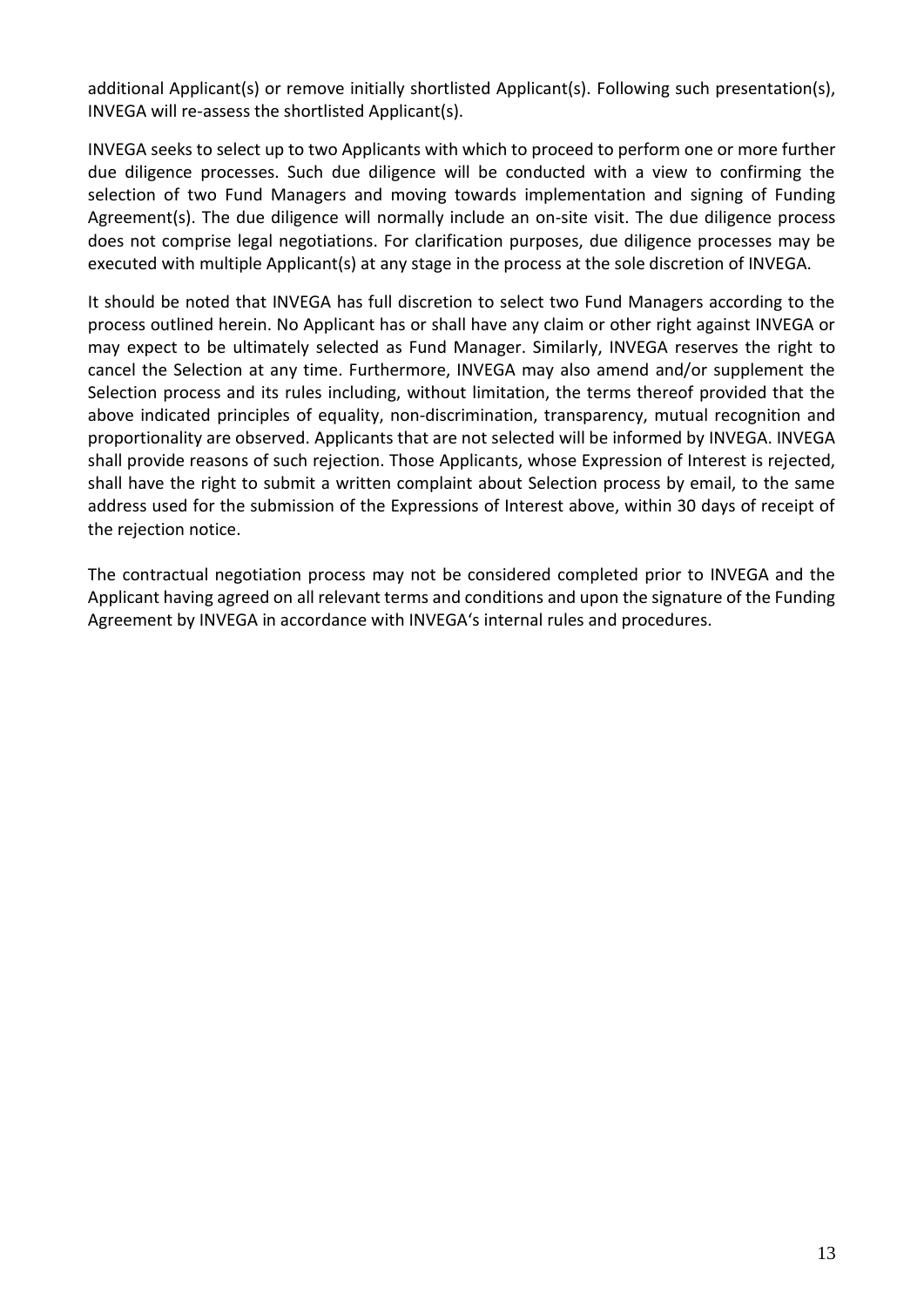additional Applicant(s) or remove initially shortlisted Applicant(s). Following such presentation(s), INVEGA will re-assess the shortlisted Applicant(s).

INVEGA seeks to select up to two Applicants with which to proceed to perform one or more further due diligence processes. Such due diligence will be conducted with a view to confirming the selection of two Fund Managers and moving towards implementation and signing of Funding Agreement(s). The due diligence will normally include an on-site visit. The due diligence process does not comprise legal negotiations. For clarification purposes, due diligence processes may be executed with multiple Applicant(s) at any stage in the process at the sole discretion of INVEGA.

It should be noted that INVEGA has full discretion to select two Fund Managers according to the process outlined herein. No Applicant has or shall have any claim or other right against INVEGA or may expect to be ultimately selected as Fund Manager. Similarly, INVEGA reserves the right to cancel the Selection at any time. Furthermore, INVEGA may also amend and/or supplement the Selection process and its rules including, without limitation, the terms thereof provided that the above indicated principles of equality, non-discrimination, transparency, mutual recognition and proportionality are observed. Applicants that are not selected will be informed by INVEGA. INVEGA shall provide reasons of such rejection. Those Applicants, whose Expression of Interest is rejected, shall have the right to submit a written complaint about Selection process by email, to the same address used for the submission of the Expressions of Interest above, within 30 days of receipt of the rejection notice.

The contractual negotiation process may not be considered completed prior to INVEGA and the Applicant having agreed on all relevant terms and conditions and upon the signature of the Funding Agreement by INVEGA in accordance with INVEGA's internal rules and procedures.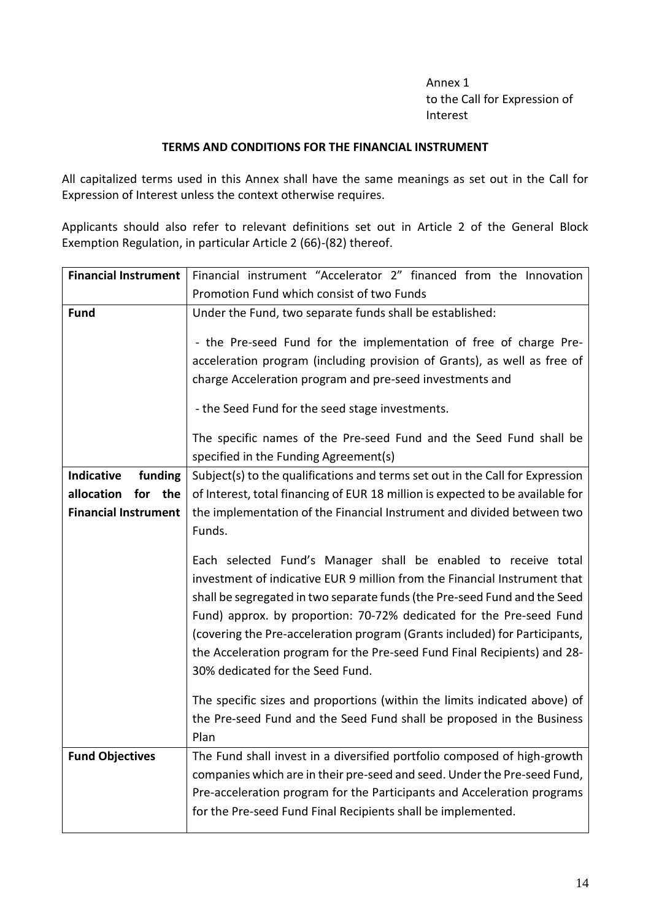Annex 1
to the Call for Expression of Interest

**TERMS AND CONDITIONS FOR THE FINANCIAL INSTRUMENT**

All capitalized terms used in this Annex shall have the same meanings as set out in the Call for Expression of Interest unless the context otherwise requires.

Applicants should also refer to relevant definitions set out in Article 2 of the General Block Exemption Regulation, in particular Article 2 (66)-(82) thereof.

| | |
|---|---|
| **Financial Instrument** | Financial instrument "Accelerator 2" financed from the Innovation Promotion Fund which consist of two Funds |
| **Fund** | Under the Fund, two separate funds shall be established:<br><br>- the Pre-seed Fund for the implementation of free of charge Pre-acceleration program (including provision of Grants), as well as free of charge Acceleration program and pre-seed investments and<br><br>- the Seed Fund for the seed stage investments.<br><br>The specific names of the Pre-seed Fund and the Seed Fund shall be specified in the Funding Agreement(s) |
| **Indicative funding allocation for the Financial Instrument** | Subject(s) to the qualifications and terms set out in the Call for Expression of Interest, total financing of EUR 18 million is expected to be available for the implementation of the Financial Instrument and divided between two Funds.<br><br>Each selected Fund's Manager shall be enabled to receive total investment of indicative EUR 9 million from the Financial Instrument that shall be segregated in two separate funds (the Pre-seed Fund and the Seed Fund) approx. by proportion: 70-72% dedicated for the Pre-seed Fund (covering the Pre-acceleration program (Grants included) for Participants, the Acceleration program for the Pre-seed Fund Final Recipients) and 28-30% dedicated for the Seed Fund.<br><br>The specific sizes and proportions (within the limits indicated above) of the Pre-seed Fund and the Seed Fund shall be proposed in the Business Plan |
| **Fund Objectives** | The Fund shall invest in a diversified portfolio composed of high-growth companies which are in their pre-seed and seed. Under the Pre-seed Fund, Pre-acceleration program for the Participants and Acceleration programs for the Pre-seed Fund Final Recipients shall be implemented. |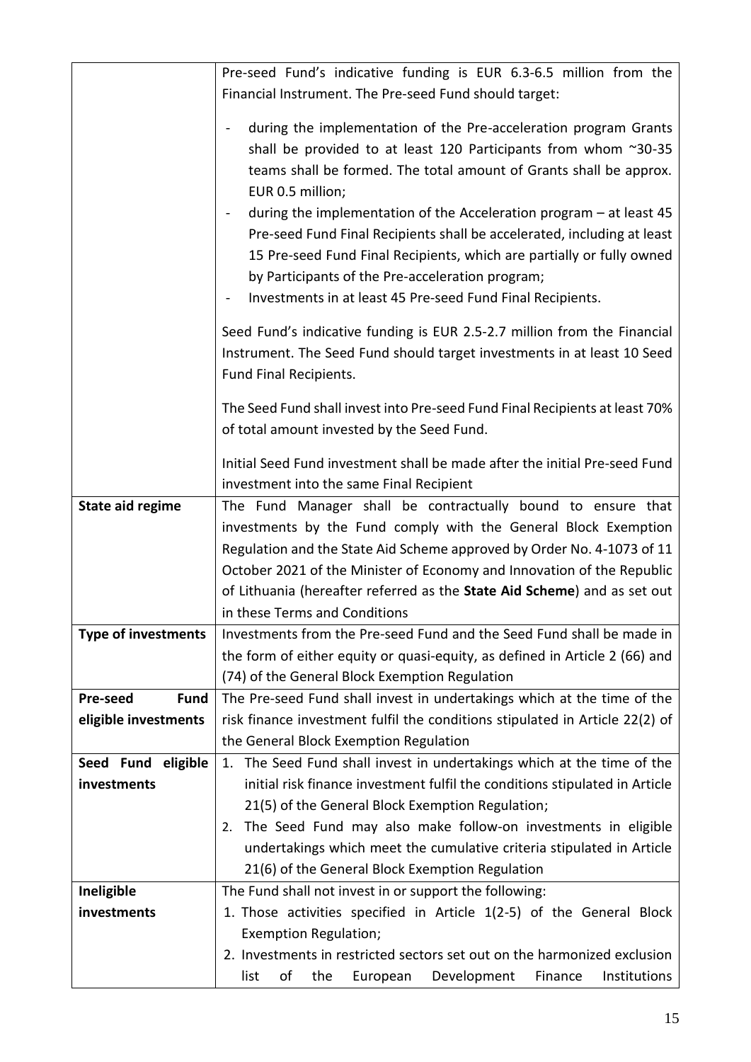| | |
|---|---|
| | Pre-seed Fund's indicative funding is EUR 6.3-6.5 million from the Financial Instrument. The Pre-seed Fund should target:<br>- during the implementation of the Pre-acceleration program Grants shall be provided to at least 120 Participants from whom ~30-35 teams shall be formed. The total amount of Grants shall be approx. EUR 0.5 million;<br>- during the implementation of the Acceleration program – at least 45 Pre-seed Fund Final Recipients shall be accelerated, including at least 15 Pre-seed Fund Final Recipients, which are partially or fully owned by Participants of the Pre-acceleration program;<br>- Investments in at least 45 Pre-seed Fund Final Recipients.<br><br>Seed Fund's indicative funding is EUR 2.5-2.7 million from the Financial Instrument. The Seed Fund should target investments in at least 10 Seed Fund Final Recipients.<br><br>The Seed Fund shall invest into Pre-seed Fund Final Recipients at least 70% of total amount invested by the Seed Fund.<br><br>Initial Seed Fund investment shall be made after the initial Pre-seed Fund investment into the same Final Recipient |
| **State aid regime** | The Fund Manager shall be contractually bound to ensure that investments by the Fund comply with the General Block Exemption Regulation and the State Aid Scheme approved by Order No. 4-1073 of 11 October 2021 of the Minister of Economy and Innovation of the Republic of Lithuania (hereafter referred as the **State Aid Scheme**) and as set out in these Terms and Conditions |
| **Type of investments** | Investments from the Pre-seed Fund and the Seed Fund shall be made in the form of either equity or quasi-equity, as defined in Article 2 (66) and (74) of the General Block Exemption Regulation |
| **Pre-seed Fund eligible investments** | The Pre-seed Fund shall invest in undertakings which at the time of the risk finance investment fulfil the conditions stipulated in Article 22(2) of the General Block Exemption Regulation |
| **Seed Fund eligible investments** | 1. The Seed Fund shall invest in undertakings which at the time of the initial risk finance investment fulfil the conditions stipulated in Article 21(5) of the General Block Exemption Regulation;<br>2. The Seed Fund may also make follow-on investments in eligible undertakings which meet the cumulative criteria stipulated in Article 21(6) of the General Block Exemption Regulation |
| **Ineligible investments** | The Fund shall not invest in or support the following:<br>1. Those activities specified in Article 1(2-5) of the General Block Exemption Regulation;<br>2. Investments in restricted sectors set out on the harmonized exclusion list of the European Development Finance Institutions |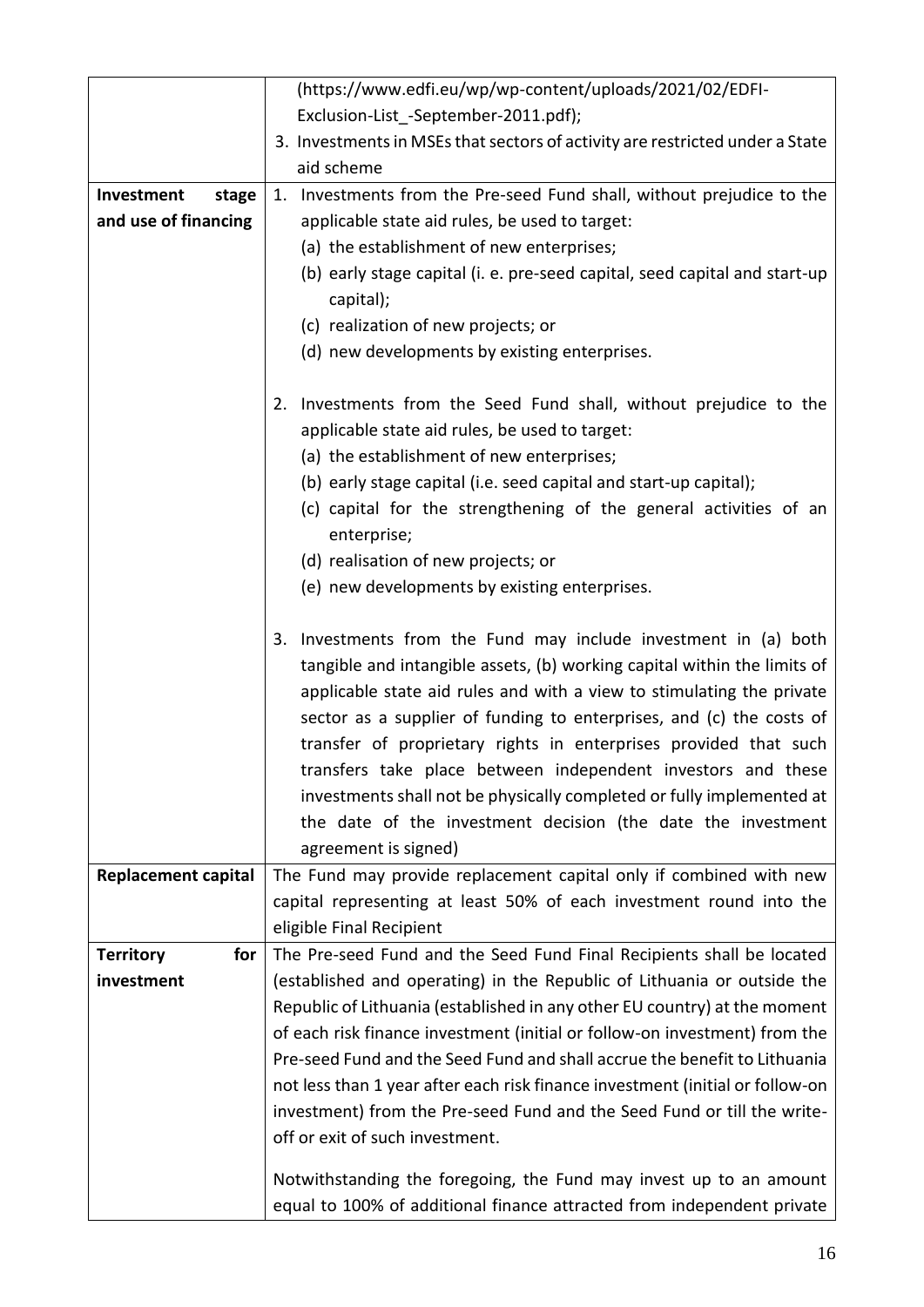| | |
|---|---|
| | (https://www.edfi.eu/wp/wp-content/uploads/2021/02/EDFI-Exclusion-List_-September-2011.pdf);<br>3. Investments in MSEs that sectors of activity are restricted under a State aid scheme |
| **Investment stage and use of financing** | 1. Investments from the Pre-seed Fund shall, without prejudice to the applicable state aid rules, be used to target:<br>(a) the establishment of new enterprises;<br>(b) early stage capital (i. e. pre-seed capital, seed capital and start-up capital);<br>(c) realization of new projects; or<br>(d) new developments by existing enterprises.<br><br>2. Investments from the Seed Fund shall, without prejudice to the applicable state aid rules, be used to target:<br>(a) the establishment of new enterprises;<br>(b) early stage capital (i.e. seed capital and start-up capital);<br>(c) capital for the strengthening of the general activities of an enterprise;<br>(d) realisation of new projects; or<br>(e) new developments by existing enterprises.<br><br>3. Investments from the Fund may include investment in (a) both tangible and intangible assets, (b) working capital within the limits of applicable state aid rules and with a view to stimulating the private sector as a supplier of funding to enterprises, and (c) the costs of transfer of proprietary rights in enterprises provided that such transfers take place between independent investors and these investments shall not be physically completed or fully implemented at the date of the investment decision (the date the investment agreement is signed) |
| **Replacement capital** | The Fund may provide replacement capital only if combined with new capital representing at least 50% of each investment round into the eligible Final Recipient |
| **Territory for investment** | The Pre-seed Fund and the Seed Fund Final Recipients shall be located (established and operating) in the Republic of Lithuania or outside the Republic of Lithuania (established in any other EU country) at the moment of each risk finance investment (initial or follow-on investment) from the Pre-seed Fund and the Seed Fund and shall accrue the benefit to Lithuania not less than 1 year after each risk finance investment (initial or follow-on investment) from the Pre-seed Fund and the Seed Fund or till the write-off or exit of such investment.<br><br>Notwithstanding the foregoing, the Fund may invest up to an amount equal to 100% of additional finance attracted from independent private |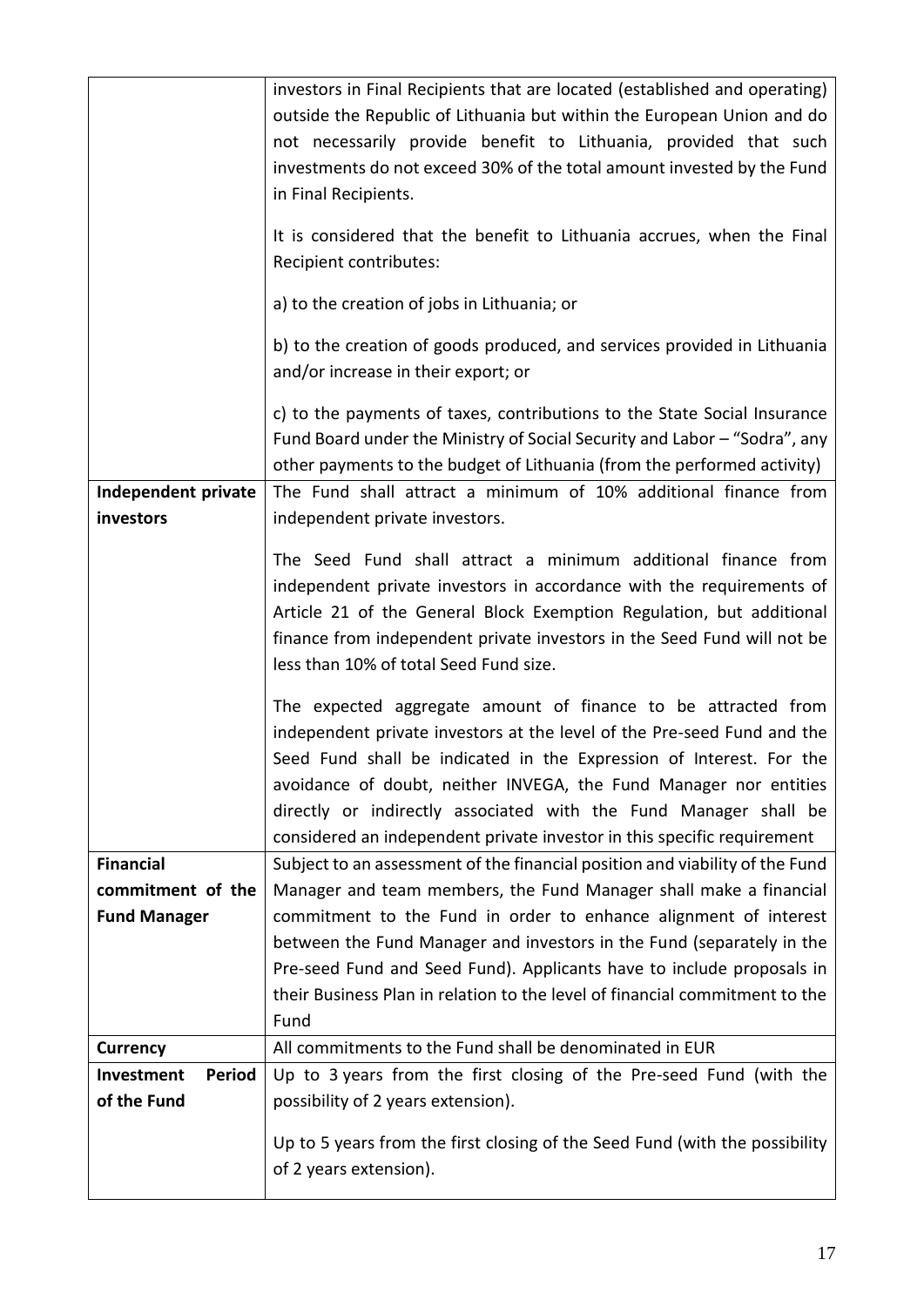| | |
|---|---|
| | investors in Final Recipients that are located (established and operating) outside the Republic of Lithuania but within the European Union and do not necessarily provide benefit to Lithuania, provided that such investments do not exceed 30% of the total amount invested by the Fund in Final Recipients.<br><br>It is considered that the benefit to Lithuania accrues, when the Final Recipient contributes:<br><br>a) to the creation of jobs in Lithuania; or<br><br>b) to the creation of goods produced, and services provided in Lithuania and/or increase in their export; or<br><br>c) to the payments of taxes, contributions to the State Social Insurance Fund Board under the Ministry of Social Security and Labor – "Sodra", any other payments to the budget of Lithuania (from the performed activity) |
| **Independent private investors** | The Fund shall attract a minimum of 10% additional finance from independent private investors.<br><br>The Seed Fund shall attract a minimum additional finance from independent private investors in accordance with the requirements of Article 21 of the General Block Exemption Regulation, but additional finance from independent private investors in the Seed Fund will not be less than 10% of total Seed Fund size.<br><br>The expected aggregate amount of finance to be attracted from independent private investors at the level of the Pre-seed Fund and the Seed Fund shall be indicated in the Expression of Interest. For the avoidance of doubt, neither INVEGA, the Fund Manager nor entities directly or indirectly associated with the Fund Manager shall be considered an independent private investor in this specific requirement |
| **Financial commitment of the Fund Manager** | Subject to an assessment of the financial position and viability of the Fund Manager and team members, the Fund Manager shall make a financial commitment to the Fund in order to enhance alignment of interest between the Fund Manager and investors in the Fund (separately in the Pre-seed Fund and Seed Fund). Applicants have to include proposals in their Business Plan in relation to the level of financial commitment to the Fund |
| **Currency** | All commitments to the Fund shall be denominated in EUR |
| **Investment Period of the Fund** | Up to 3 years from the first closing of the Pre-seed Fund (with the possibility of 2 years extension).<br><br>Up to 5 years from the first closing of the Seed Fund (with the possibility of 2 years extension). |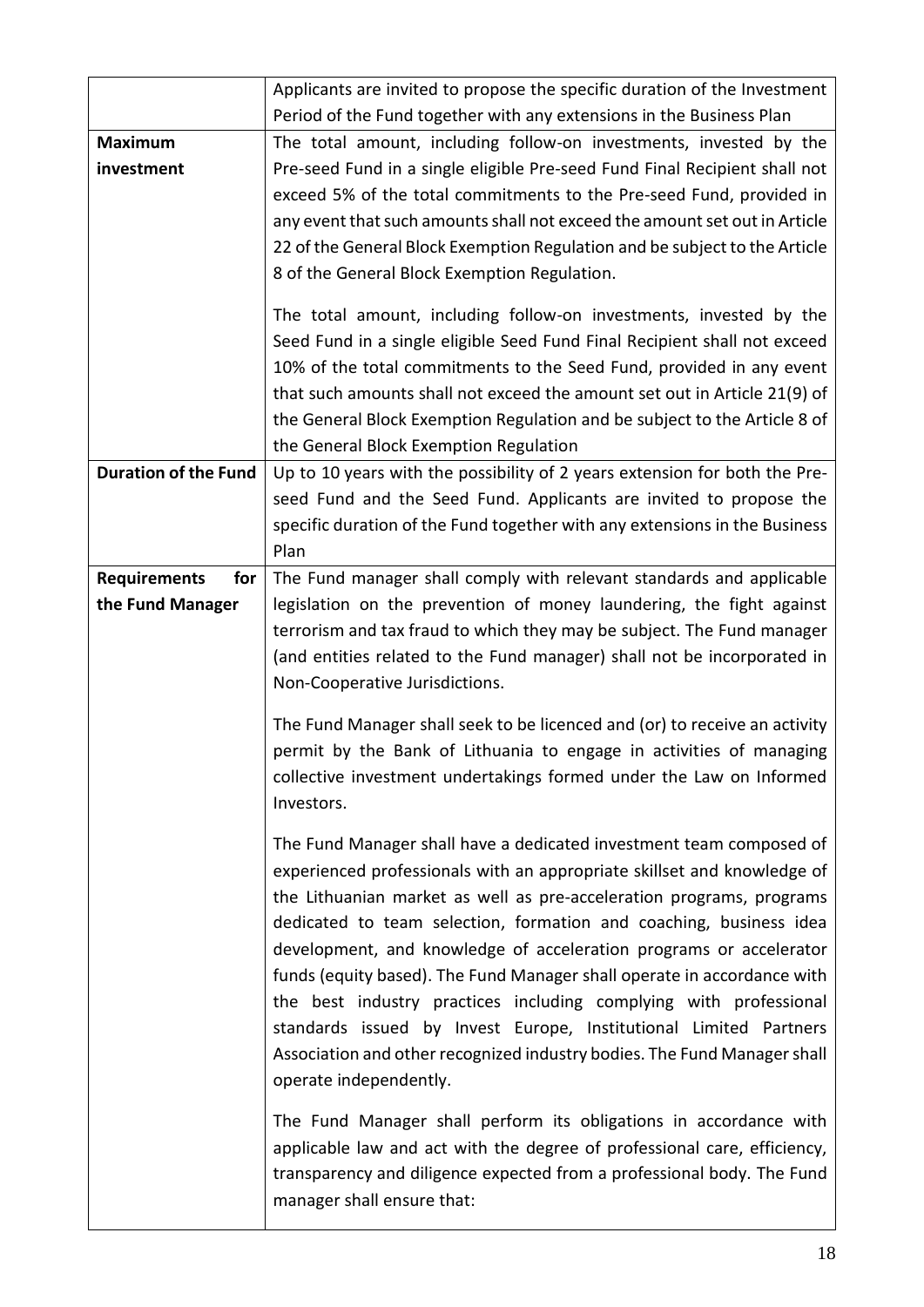| | |
|---|---|
| | Applicants are invited to propose the specific duration of the Investment Period of the Fund together with any extensions in the Business Plan |
| **Maximum investment** | The total amount, including follow-on investments, invested by the Pre-seed Fund in a single eligible Pre-seed Fund Final Recipient shall not exceed 5% of the total commitments to the Pre-seed Fund, provided in any event that such amounts shall not exceed the amount set out in Article 22 of the General Block Exemption Regulation and be subject to the Article 8 of the General Block Exemption Regulation.<br><br>The total amount, including follow-on investments, invested by the Seed Fund in a single eligible Seed Fund Final Recipient shall not exceed 10% of the total commitments to the Seed Fund, provided in any event that such amounts shall not exceed the amount set out in Article 21(9) of the General Block Exemption Regulation and be subject to the Article 8 of the General Block Exemption Regulation |
| **Duration of the Fund** | Up to 10 years with the possibility of 2 years extension for both the Pre-seed Fund and the Seed Fund. Applicants are invited to propose the specific duration of the Fund together with any extensions in the Business Plan |
| **Requirements for the Fund Manager** | The Fund manager shall comply with relevant standards and applicable legislation on the prevention of money laundering, the fight against terrorism and tax fraud to which they may be subject. The Fund manager (and entities related to the Fund manager) shall not be incorporated in Non-Cooperative Jurisdictions.<br><br>The Fund Manager shall seek to be licenced and (or) to receive an activity permit by the Bank of Lithuania to engage in activities of managing collective investment undertakings formed under the Law on Informed Investors.<br><br>The Fund Manager shall have a dedicated investment team composed of experienced professionals with an appropriate skillset and knowledge of the Lithuanian market as well as pre-acceleration programs, programs dedicated to team selection, formation and coaching, business idea development, and knowledge of acceleration programs or accelerator funds (equity based). The Fund Manager shall operate in accordance with the best industry practices including complying with professional standards issued by Invest Europe, Institutional Limited Partners Association and other recognized industry bodies. The Fund Manager shall operate independently.<br><br>The Fund Manager shall perform its obligations in accordance with applicable law and act with the degree of professional care, efficiency, transparency and diligence expected from a professional body. The Fund manager shall ensure that: |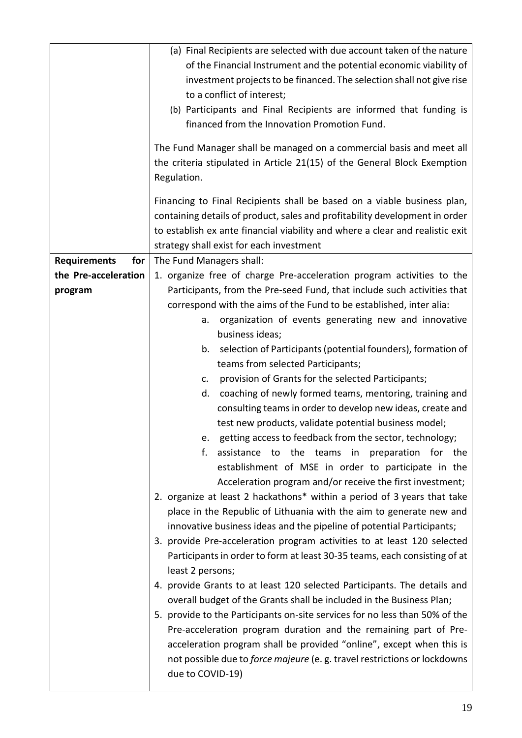| | |
|---|---|
| | (a) Final Recipients are selected with due account taken of the nature of the Financial Instrument and the potential economic viability of investment projects to be financed. The selection shall not give rise to a conflict of interest;<br>(b) Participants and Final Recipients are informed that funding is financed from the Innovation Promotion Fund.<br><br>The Fund Manager shall be managed on a commercial basis and meet all the criteria stipulated in Article 21(15) of the General Block Exemption Regulation.<br><br>Financing to Final Recipients shall be based on a viable business plan, containing details of product, sales and profitability development in order to establish ex ante financial viability and where a clear and realistic exit strategy shall exist for each investment |
| **Requirements for the Pre-acceleration program** | The Fund Managers shall:<br>1. organize free of charge Pre-acceleration program activities to the Participants, from the Pre-seed Fund, that include such activities that correspond with the aims of the Fund to be established, inter alia:<br>a. organization of events generating new and innovative business ideas;<br>b. selection of Participants (potential founders), formation of teams from selected Participants;<br>c. provision of Grants for the selected Participants;<br>d. coaching of newly formed teams, mentoring, training and consulting teams in order to develop new ideas, create and test new products, validate potential business model;<br>e. getting access to feedback from the sector, technology;<br>f. assistance to the teams in preparation for the establishment of MSE in order to participate in the Acceleration program and/or receive the first investment;<br>2. organize at least 2 hackathons* within a period of 3 years that take place in the Republic of Lithuania with the aim to generate new and innovative business ideas and the pipeline of potential Participants;<br>3. provide Pre-acceleration program activities to at least 120 selected Participants in order to form at least 30-35 teams, each consisting of at least 2 persons;<br>4. provide Grants to at least 120 selected Participants. The details and overall budget of the Grants shall be included in the Business Plan;<br>5. provide to the Participants on-site services for no less than 50% of the Pre-acceleration program duration and the remaining part of Pre-acceleration program shall be provided "online", except when this is not possible due to *force majeure* (e. g. travel restrictions or lockdowns due to COVID-19) |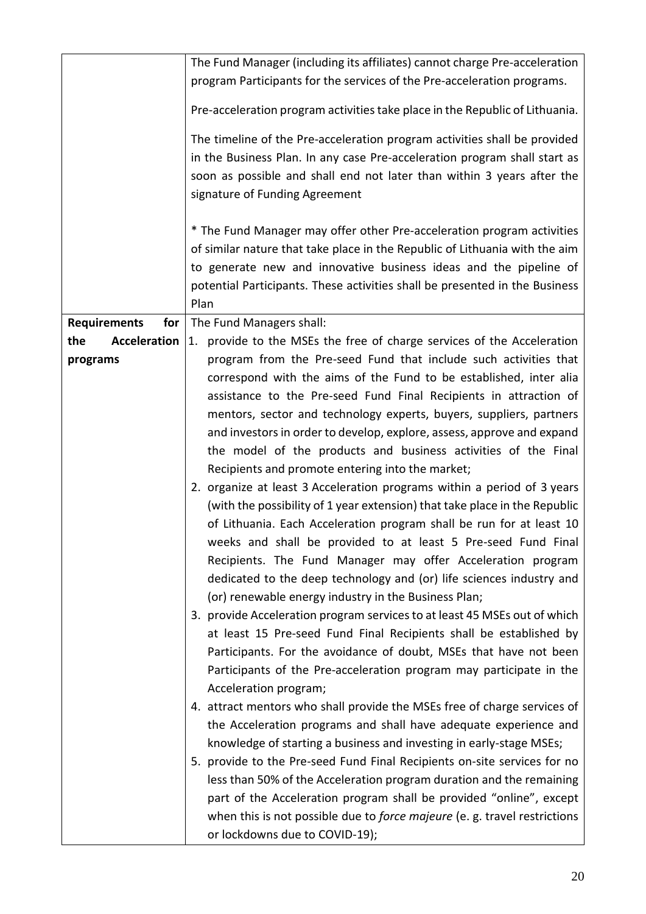| | |
|---|---|
| | The Fund Manager (including its affiliates) cannot charge Pre-acceleration program Participants for the services of the Pre-acceleration programs.<br><br>Pre-acceleration program activities take place in the Republic of Lithuania.<br><br>The timeline of the Pre-acceleration program activities shall be provided in the Business Plan. In any case Pre-acceleration program shall start as soon as possible and shall end not later than within 3 years after the signature of Funding Agreement<br><br>* The Fund Manager may offer other Pre-acceleration program activities of similar nature that take place in the Republic of Lithuania with the aim to generate new and innovative business ideas and the pipeline of potential Participants. These activities shall be presented in the Business Plan |
| **Requirements for the Acceleration programs** | The Fund Managers shall:<br>1. provide to the MSEs the free of charge services of the Acceleration program from the Pre-seed Fund that include such activities that correspond with the aims of the Fund to be established, inter alia assistance to the Pre-seed Fund Final Recipients in attraction of mentors, sector and technology experts, buyers, suppliers, partners and investors in order to develop, explore, assess, approve and expand the model of the products and business activities of the Final Recipients and promote entering into the market;<br>2. organize at least 3 Acceleration programs within a period of 3 years (with the possibility of 1 year extension) that take place in the Republic of Lithuania. Each Acceleration program shall be run for at least 10 weeks and shall be provided to at least 5 Pre-seed Fund Final Recipients. The Fund Manager may offer Acceleration program dedicated to the deep technology and (or) life sciences industry and (or) renewable energy industry in the Business Plan;<br>3. provide Acceleration program services to at least 45 MSEs out of which at least 15 Pre-seed Fund Final Recipients shall be established by Participants. For the avoidance of doubt, MSEs that have not been Participants of the Pre-acceleration program may participate in the Acceleration program;<br>4. attract mentors who shall provide the MSEs free of charge services of the Acceleration programs and shall have adequate experience and knowledge of starting a business and investing in early-stage MSEs;<br>5. provide to the Pre-seed Fund Final Recipients on-site services for no less than 50% of the Acceleration program duration and the remaining part of the Acceleration program shall be provided "online", except when this is not possible due to *force majeure* (e. g. travel restrictions or lockdowns due to COVID-19); |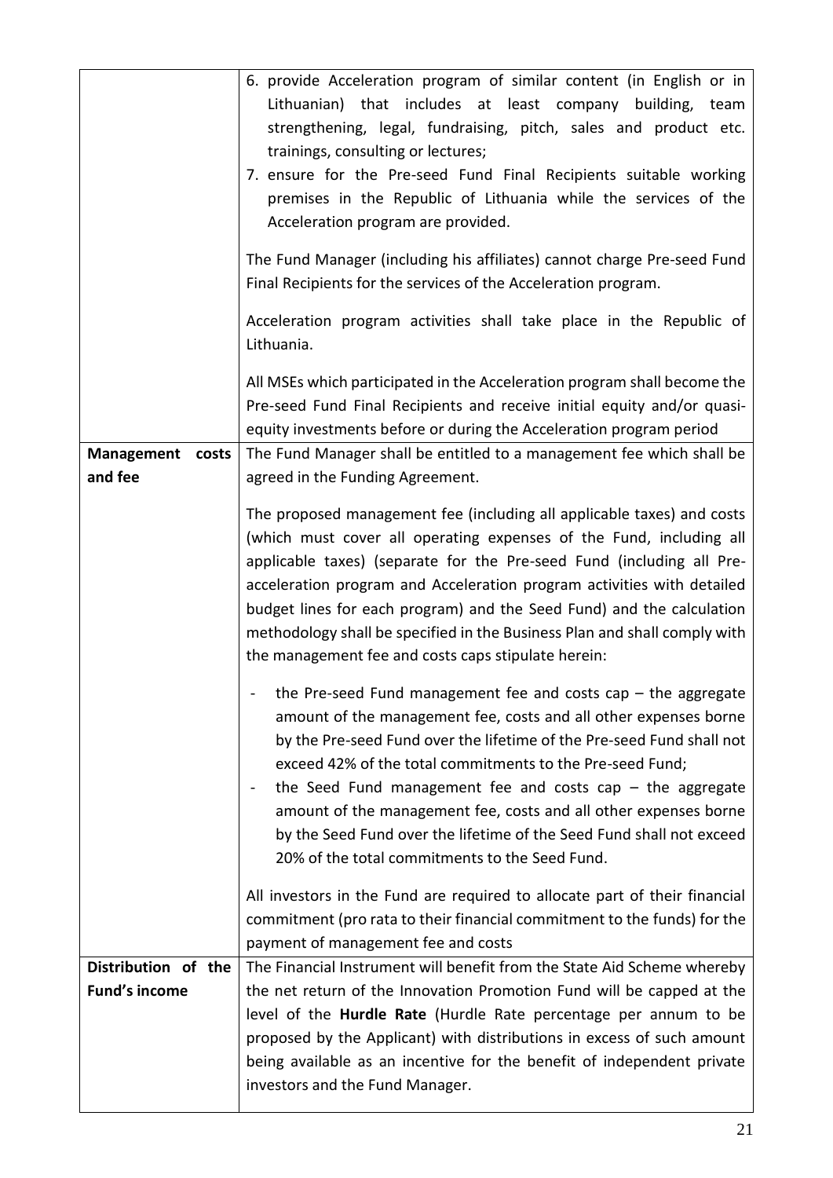| | |
|---|---|
| | 6. provide Acceleration program of similar content (in English or in Lithuanian) that includes at least company building, team strengthening, legal, fundraising, pitch, sales and product etc. trainings, consulting or lectures;<br>7. ensure for the Pre-seed Fund Final Recipients suitable working premises in the Republic of Lithuania while the services of the Acceleration program are provided.<br><br>The Fund Manager (including his affiliates) cannot charge Pre-seed Fund Final Recipients for the services of the Acceleration program.<br><br>Acceleration program activities shall take place in the Republic of Lithuania.<br><br>All MSEs which participated in the Acceleration program shall become the Pre-seed Fund Final Recipients and receive initial equity and/or quasi-equity investments before or during the Acceleration program period |
| **Management costs and fee** | The Fund Manager shall be entitled to a management fee which shall be agreed in the Funding Agreement.<br><br>The proposed management fee (including all applicable taxes) and costs (which must cover all operating expenses of the Fund, including all applicable taxes) (separate for the Pre-seed Fund (including all Pre-acceleration program and Acceleration program activities with detailed budget lines for each program) and the Seed Fund) and the calculation methodology shall be specified in the Business Plan and shall comply with the management fee and costs caps stipulate herein:<br><br>- the Pre-seed Fund management fee and costs cap – the aggregate amount of the management fee, costs and all other expenses borne by the Pre-seed Fund over the lifetime of the Pre-seed Fund shall not exceed 42% of the total commitments to the Pre-seed Fund;<br>- the Seed Fund management fee and costs cap – the aggregate amount of the management fee, costs and all other expenses borne by the Seed Fund over the lifetime of the Seed Fund shall not exceed 20% of the total commitments to the Seed Fund.<br><br>All investors in the Fund are required to allocate part of their financial commitment (pro rata to their financial commitment to the funds) for the payment of management fee and costs |
| **Distribution of the Fund's income** | The Financial Instrument will benefit from the State Aid Scheme whereby the net return of the Innovation Promotion Fund will be capped at the level of the **Hurdle Rate** (Hurdle Rate percentage per annum to be proposed by the Applicant) with distributions in excess of such amount being available as an incentive for the benefit of independent private investors and the Fund Manager. |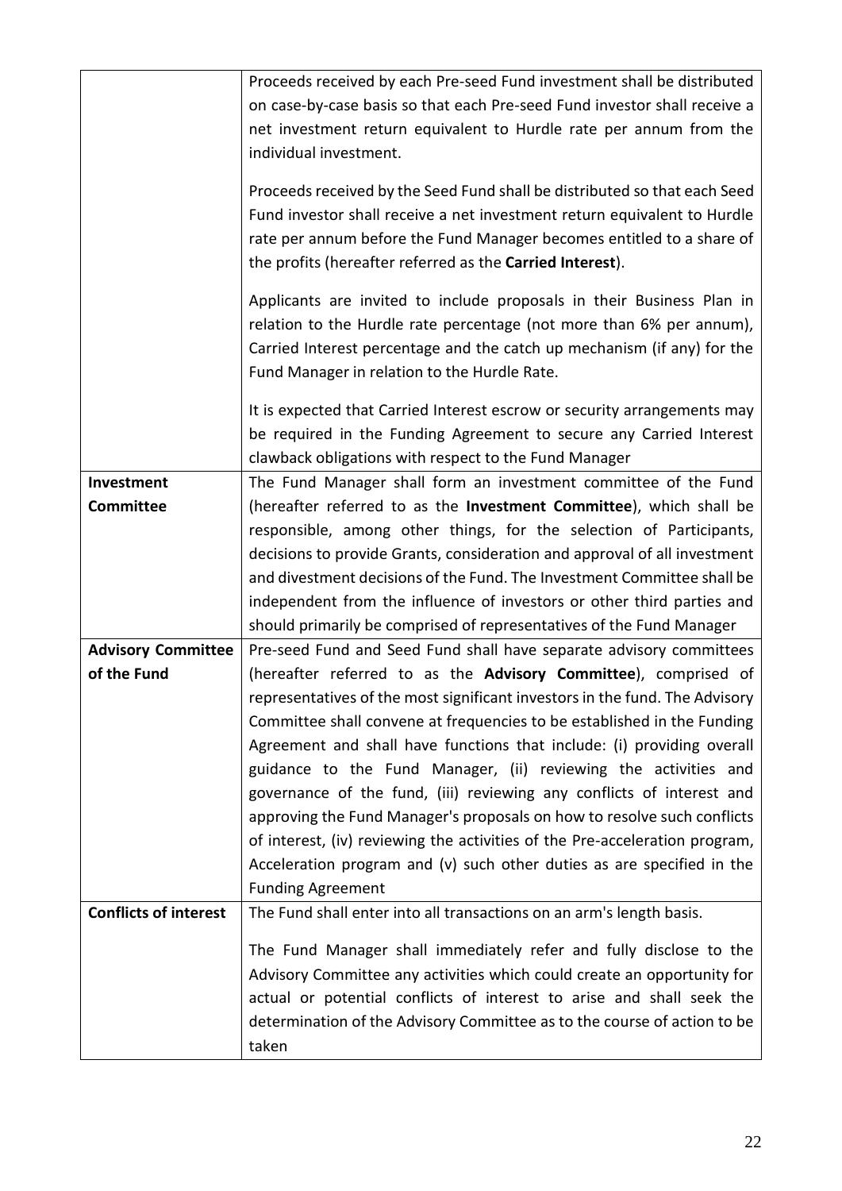| | |
|---|---|
| | Proceeds received by each Pre-seed Fund investment shall be distributed on case-by-case basis so that each Pre-seed Fund investor shall receive a net investment return equivalent to Hurdle rate per annum from the individual investment.<br><br>Proceeds received by the Seed Fund shall be distributed so that each Seed Fund investor shall receive a net investment return equivalent to Hurdle rate per annum before the Fund Manager becomes entitled to a share of the profits (hereafter referred as the **Carried Interest**).<br><br>Applicants are invited to include proposals in their Business Plan in relation to the Hurdle rate percentage (not more than 6% per annum), Carried Interest percentage and the catch up mechanism (if any) for the Fund Manager in relation to the Hurdle Rate.<br><br>It is expected that Carried Interest escrow or security arrangements may be required in the Funding Agreement to secure any Carried Interest clawback obligations with respect to the Fund Manager |
| **Investment Committee** | The Fund Manager shall form an investment committee of the Fund (hereafter referred to as the **Investment Committee**), which shall be responsible, among other things, for the selection of Participants, decisions to provide Grants, consideration and approval of all investment and divestment decisions of the Fund. The Investment Committee shall be independent from the influence of investors or other third parties and should primarily be comprised of representatives of the Fund Manager |
| **Advisory Committee of the Fund** | Pre-seed Fund and Seed Fund shall have separate advisory committees (hereafter referred to as the **Advisory Committee**), comprised of representatives of the most significant investors in the fund. The Advisory Committee shall convene at frequencies to be established in the Funding Agreement and shall have functions that include: (i) providing overall guidance to the Fund Manager, (ii) reviewing the activities and governance of the fund, (iii) reviewing any conflicts of interest and approving the Fund Manager's proposals on how to resolve such conflicts of interest, (iv) reviewing the activities of the Pre-acceleration program, Acceleration program and (v) such other duties as are specified in the Funding Agreement |
| **Conflicts of interest** | The Fund shall enter into all transactions on an arm's length basis.<br><br>The Fund Manager shall immediately refer and fully disclose to the Advisory Committee any activities which could create an opportunity for actual or potential conflicts of interest to arise and shall seek the determination of the Advisory Committee as to the course of action to be taken |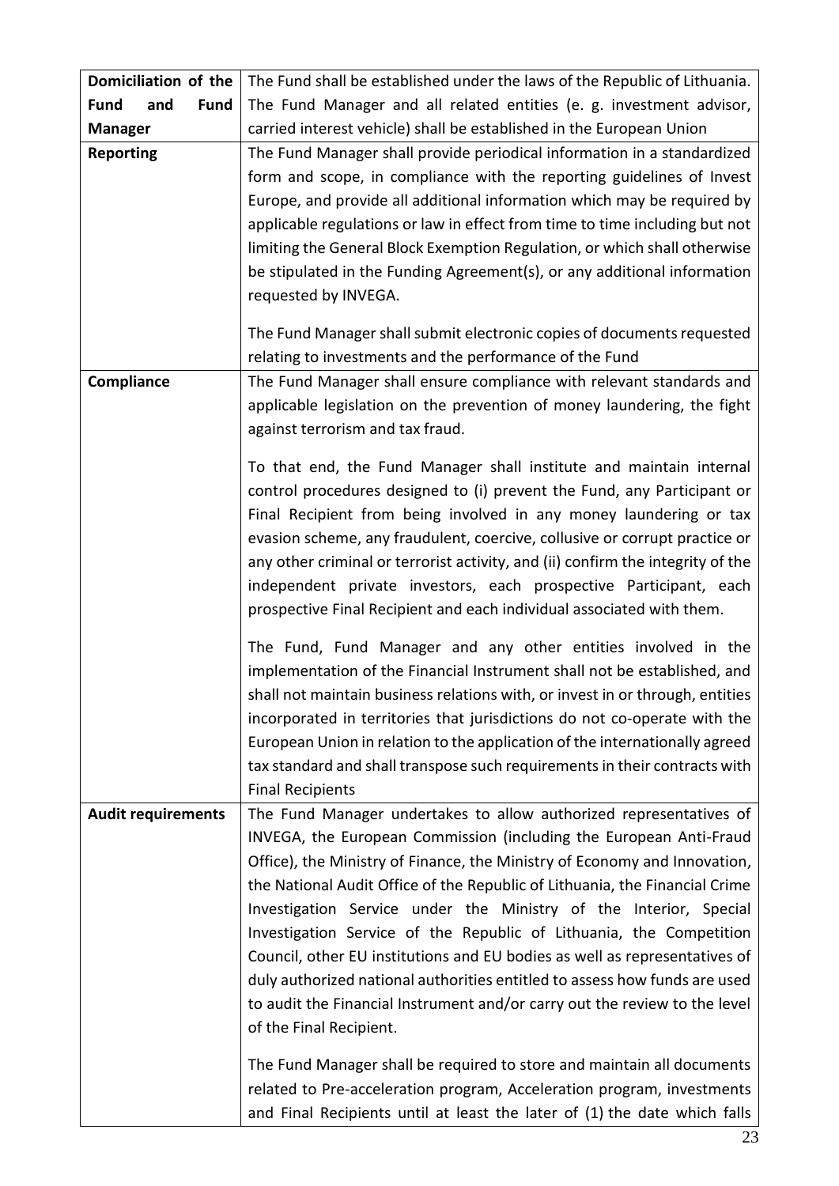| | |
|---|---|
| **Domiciliation of the Fund and Fund Manager** | The Fund shall be established under the laws of the Republic of Lithuania. The Fund Manager and all related entities (e. g. investment advisor, carried interest vehicle) shall be established in the European Union |
| **Reporting** | The Fund Manager shall provide periodical information in a standardized form and scope, in compliance with the reporting guidelines of Invest Europe, and provide all additional information which may be required by applicable regulations or law in effect from time to time including but not limiting the General Block Exemption Regulation, or which shall otherwise be stipulated in the Funding Agreement(s), or any additional information requested by INVEGA.<br><br>The Fund Manager shall submit electronic copies of documents requested relating to investments and the performance of the Fund |
| **Compliance** | The Fund Manager shall ensure compliance with relevant standards and applicable legislation on the prevention of money laundering, the fight against terrorism and tax fraud.<br><br>To that end, the Fund Manager shall institute and maintain internal control procedures designed to (i) prevent the Fund, any Participant or Final Recipient from being involved in any money laundering or tax evasion scheme, any fraudulent, coercive, collusive or corrupt practice or any other criminal or terrorist activity, and (ii) confirm the integrity of the independent private investors, each prospective Participant, each prospective Final Recipient and each individual associated with them.<br><br>The Fund, Fund Manager and any other entities involved in the implementation of the Financial Instrument shall not be established, and shall not maintain business relations with, or invest in or through, entities incorporated in territories that jurisdictions do not co-operate with the European Union in relation to the application of the internationally agreed tax standard and shall transpose such requirements in their contracts with Final Recipients |
| **Audit requirements** | The Fund Manager undertakes to allow authorized representatives of INVEGA, the European Commission (including the European Anti-Fraud Office), the Ministry of Finance, the Ministry of Economy and Innovation, the National Audit Office of the Republic of Lithuania, the Financial Crime Investigation Service under the Ministry of the Interior, Special Investigation Service of the Republic of Lithuania, the Competition Council, other EU institutions and EU bodies as well as representatives of duly authorized national authorities entitled to assess how funds are used to audit the Financial Instrument and/or carry out the review to the level of the Final Recipient.<br><br>The Fund Manager shall be required to store and maintain all documents related to Pre-acceleration program, Acceleration program, investments and Final Recipients until at least the later of (1) the date which falls |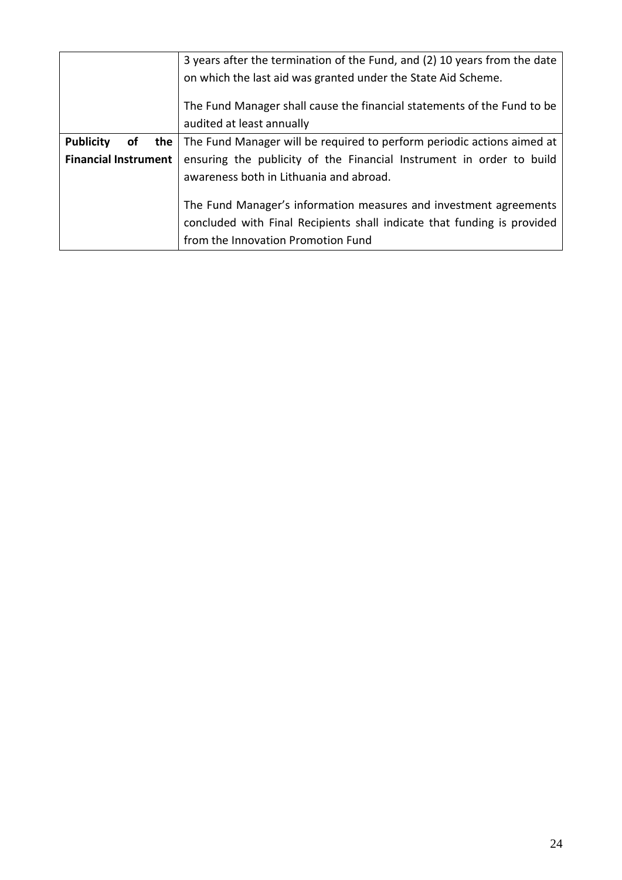| | |
|---|---|
| | 3 years after the termination of the Fund, and (2) 10 years from the date on which the last aid was granted under the State Aid Scheme.<br><br>The Fund Manager shall cause the financial statements of the Fund to be audited at least annually |
| **Publicity of the Financial Instrument** | The Fund Manager will be required to perform periodic actions aimed at ensuring the publicity of the Financial Instrument in order to build awareness both in Lithuania and abroad.<br><br>The Fund Manager's information measures and investment agreements concluded with Final Recipients shall indicate that funding is provided from the Innovation Promotion Fund |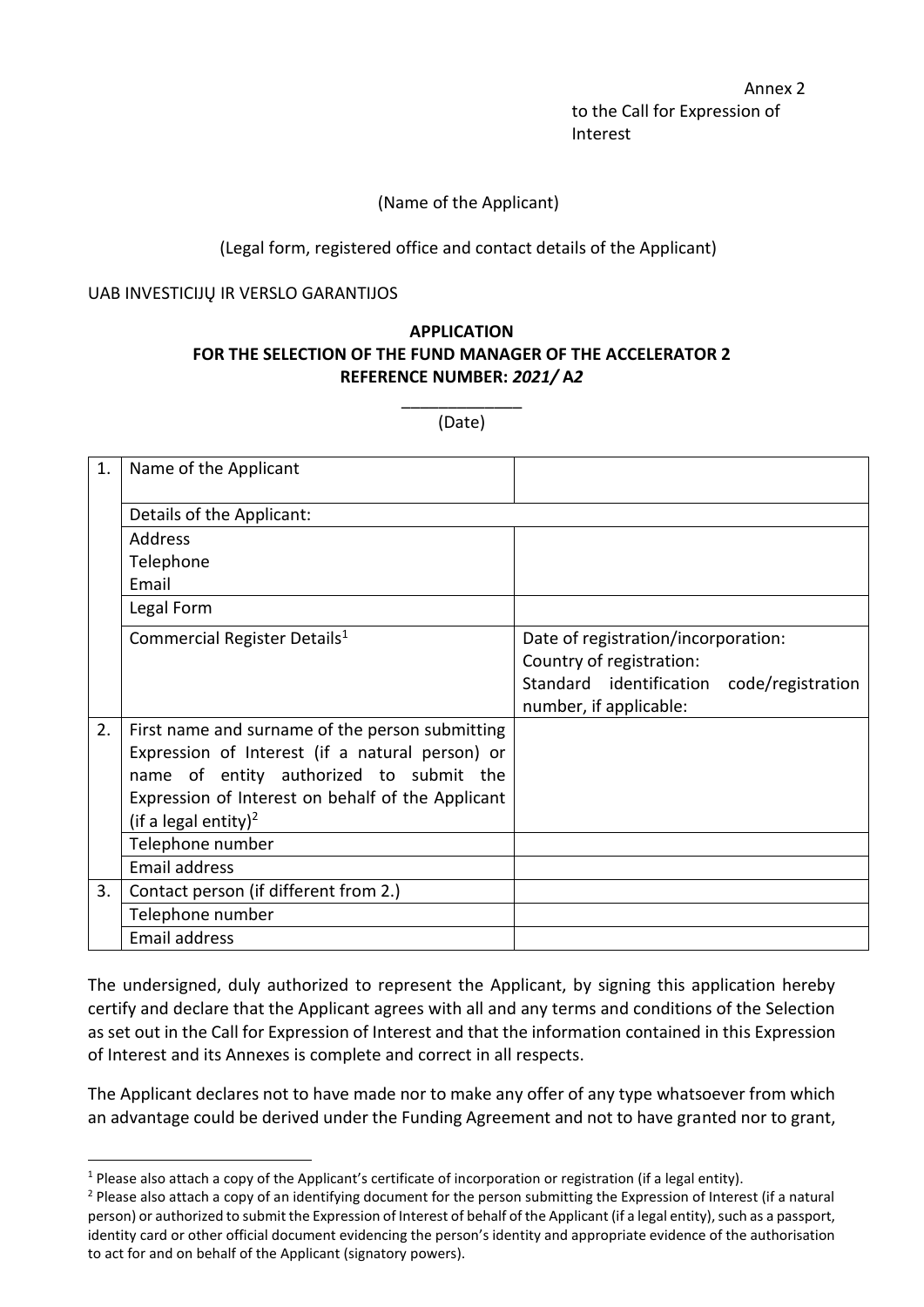Annex 2
to the Call for Expression of Interest

(Name of the Applicant)

(Legal form, registered office and contact details of the Applicant)

UAB INVESTICIJŲ IR VERSLO GARANTIJOS

**APPLICATION**
**FOR THE SELECTION OF THE FUND MANAGER OF THE ACCELERATOR 2**
**REFERENCE NUMBER: *2021/* A*2***

_____________
(Date)

| | | |
|---|---|---|
| 1. | Name of the Applicant | |
| | Details of the Applicant: | |
| | Address<br>Telephone<br>Email | |
| | Legal Form | |
| | Commercial Register Details[1] | Date of registration/incorporation:<br>Country of registration:<br>Standard identification code/registration number, if applicable: |
| 2. | First name and surname of the person submitting Expression of Interest (if a natural person) or name of entity authorized to submit the Expression of Interest on behalf of the Applicant (if a legal entity)[2] | |
| | Telephone number | |
| | Email address | |
| 3. | Contact person (if different from 2.) | |
| | Telephone number | |
| | Email address | |

The undersigned, duly authorized to represent the Applicant, by signing this application hereby certify and declare that the Applicant agrees with all and any terms and conditions of the Selection as set out in the Call for Expression of Interest and that the information contained in this Expression of Interest and its Annexes is complete and correct in all respects.

The Applicant declares not to have made nor to make any offer of any type whatsoever from which an advantage could be derived under the Funding Agreement and not to have granted nor to grant,

[1] Please also attach a copy of the Applicant's certificate of incorporation or registration (if a legal entity).

[2] Please also attach a copy of an identifying document for the person submitting the Expression of Interest (if a natural person) or authorized to submit the Expression of Interest of behalf of the Applicant (if a legal entity), such as a passport, identity card or other official document evidencing the person's identity and appropriate evidence of the authorisation to act for and on behalf of the Applicant (signatory powers).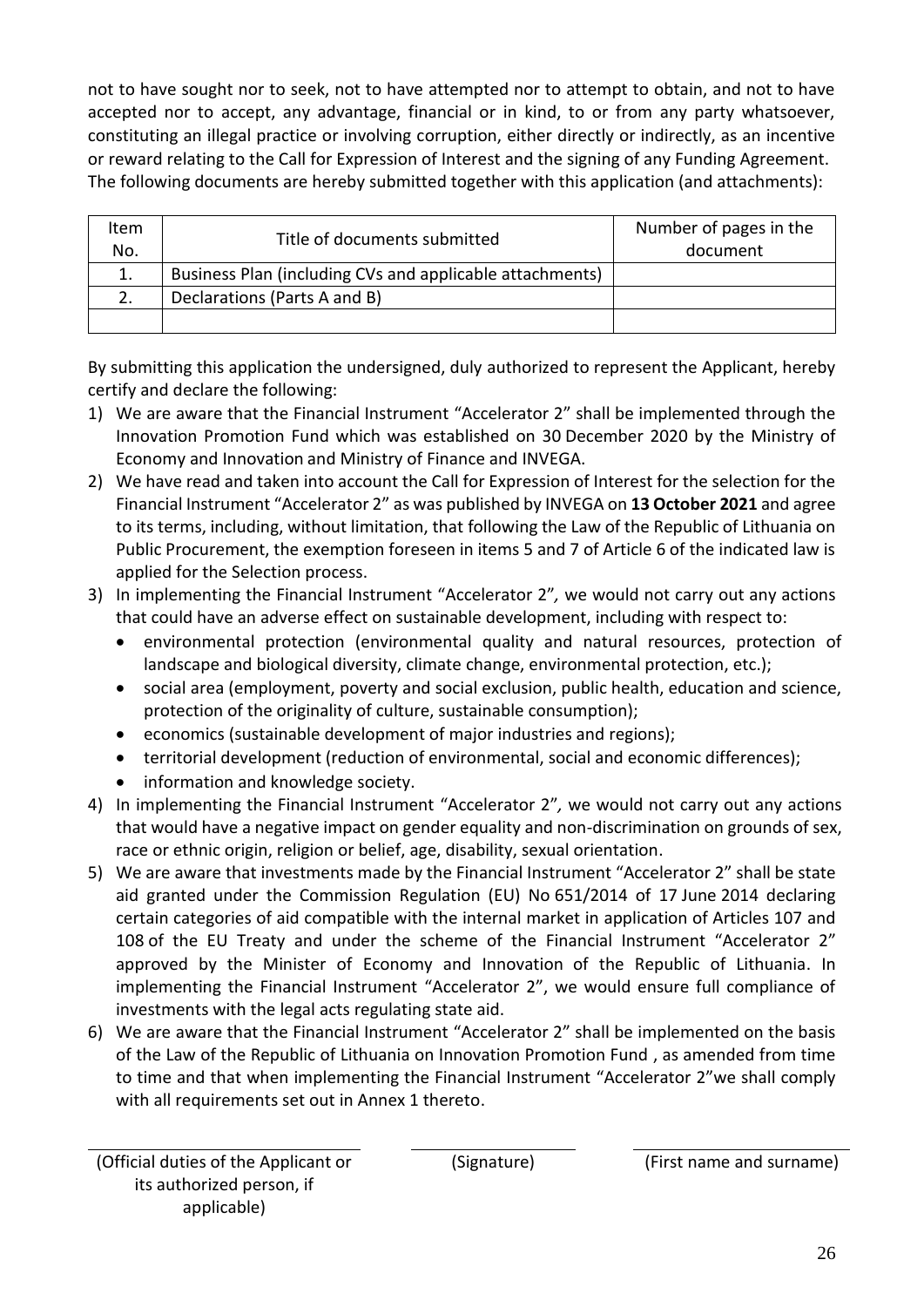not to have sought nor to seek, not to have attempted nor to attempt to obtain, and not to have accepted nor to accept, any advantage, financial or in kind, to or from any party whatsoever, constituting an illegal practice or involving corruption, either directly or indirectly, as an incentive or reward relating to the Call for Expression of Interest and the signing of any Funding Agreement. The following documents are hereby submitted together with this application (and attachments):

| Item No. | Title of documents submitted | Number of pages in the document |
|---|---|---|
| 1. | Business Plan (including CVs and applicable attachments) | |
| 2. | Declarations (Parts A and B) | |
| | | |

By submitting this application the undersigned, duly authorized to represent the Applicant, hereby certify and declare the following:

1) We are aware that the Financial Instrument "Accelerator 2" shall be implemented through the Innovation Promotion Fund which was established on 30 December 2020 by the Ministry of Economy and Innovation and Ministry of Finance and INVEGA.
2) We have read and taken into account the Call for Expression of Interest for the selection for the Financial Instrument "Accelerator 2" as was published by INVEGA on **13 October 2021** and agree to its terms, including, without limitation, that following the Law of the Republic of Lithuania on Public Procurement, the exemption foreseen in items 5 and 7 of Article 6 of the indicated law is applied for the Selection process.
3) In implementing the Financial Instrument "Accelerator 2", we would not carry out any actions that could have an adverse effect on sustainable development, including with respect to:
   - environmental protection (environmental quality and natural resources, protection of landscape and biological diversity, climate change, environmental protection, etc.);
   - social area (employment, poverty and social exclusion, public health, education and science, protection of the originality of culture, sustainable consumption);
   - economics (sustainable development of major industries and regions);
   - territorial development (reduction of environmental, social and economic differences);
   - information and knowledge society.
4) In implementing the Financial Instrument "Accelerator 2", we would not carry out any actions that would have a negative impact on gender equality and non-discrimination on grounds of sex, race or ethnic origin, religion or belief, age, disability, sexual orientation.
5) We are aware that investments made by the Financial Instrument "Accelerator 2" shall be state aid granted under the Commission Regulation (EU) No 651/2014 of 17 June 2014 declaring certain categories of aid compatible with the internal market in application of Articles 107 and 108 of the EU Treaty and under the scheme of the Financial Instrument "Accelerator 2" approved by the Minister of Economy and Innovation of the Republic of Lithuania. In implementing the Financial Instrument "Accelerator 2", we would ensure full compliance of investments with the legal acts regulating state aid.
6) We are aware that the Financial Instrument "Accelerator 2" shall be implemented on the basis of the Law of the Republic of Lithuania on Innovation Promotion Fund , as amended from time to time and that when implementing the Financial Instrument "Accelerator 2"we shall comply with all requirements set out in Annex 1 thereto.

| (Official duties of the Applicant or its authorized person, if applicable) | (Signature) | (First name and surname) |
|---|---|---|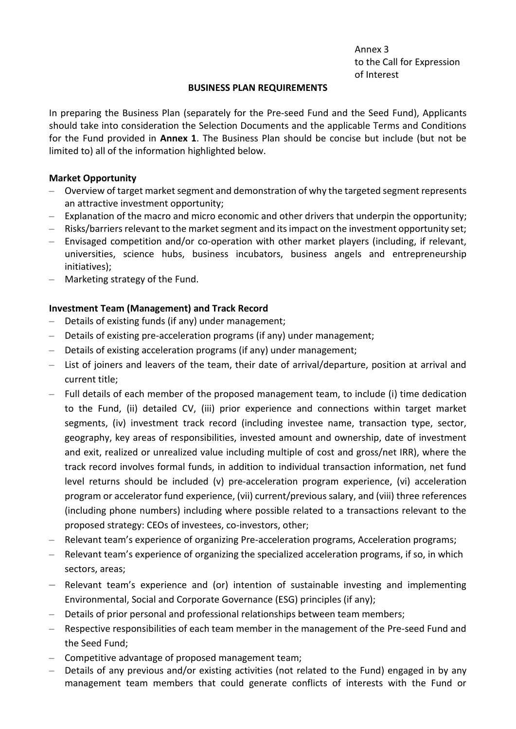Annex 3
to the Call for Expression of Interest

**BUSINESS PLAN REQUIREMENTS**

In preparing the Business Plan (separately for the Pre-seed Fund and the Seed Fund), Applicants should take into consideration the Selection Documents and the applicable Terms and Conditions for the Fund provided in **Annex 1**. The Business Plan should be concise but include (but not be limited to) all of the information highlighted below.

**Market Opportunity**

- Overview of target market segment and demonstration of why the targeted segment represents an attractive investment opportunity;
- Explanation of the macro and micro economic and other drivers that underpin the opportunity;
- Risks/barriers relevant to the market segment and its impact on the investment opportunity set;
- Envisaged competition and/or co-operation with other market players (including, if relevant, universities, science hubs, business incubators, business angels and entrepreneurship initiatives);
- Marketing strategy of the Fund.

**Investment Team (Management) and Track Record**

- Details of existing funds (if any) under management;
- Details of existing pre-acceleration programs (if any) under management;
- Details of existing acceleration programs (if any) under management;
- List of joiners and leavers of the team, their date of arrival/departure, position at arrival and current title;
- Full details of each member of the proposed management team, to include (i) time dedication to the Fund, (ii) detailed CV, (iii) prior experience and connections within target market segments, (iv) investment track record (including investee name, transaction type, sector, geography, key areas of responsibilities, invested amount and ownership, date of investment and exit, realized or unrealized value including multiple of cost and gross/net IRR), where the track record involves formal funds, in addition to individual transaction information, net fund level returns should be included (v) pre-acceleration program experience, (vi) acceleration program or accelerator fund experience, (vii) current/previous salary, and (viii) three references (including phone numbers) including where possible related to a transactions relevant to the proposed strategy: CEOs of investees, co-investors, other;
- Relevant team's experience of organizing Pre-acceleration programs, Acceleration programs;
- Relevant team's experience of organizing the specialized acceleration programs, if so, in which sectors, areas;
- Relevant team's experience and (or) intention of sustainable investing and implementing Environmental, Social and Corporate Governance (ESG) principles (if any);
- Details of prior personal and professional relationships between team members;
- Respective responsibilities of each team member in the management of the Pre-seed Fund and the Seed Fund;
- Competitive advantage of proposed management team;
- Details of any previous and/or existing activities (not related to the Fund) engaged in by any management team members that could generate conflicts of interests with the Fund or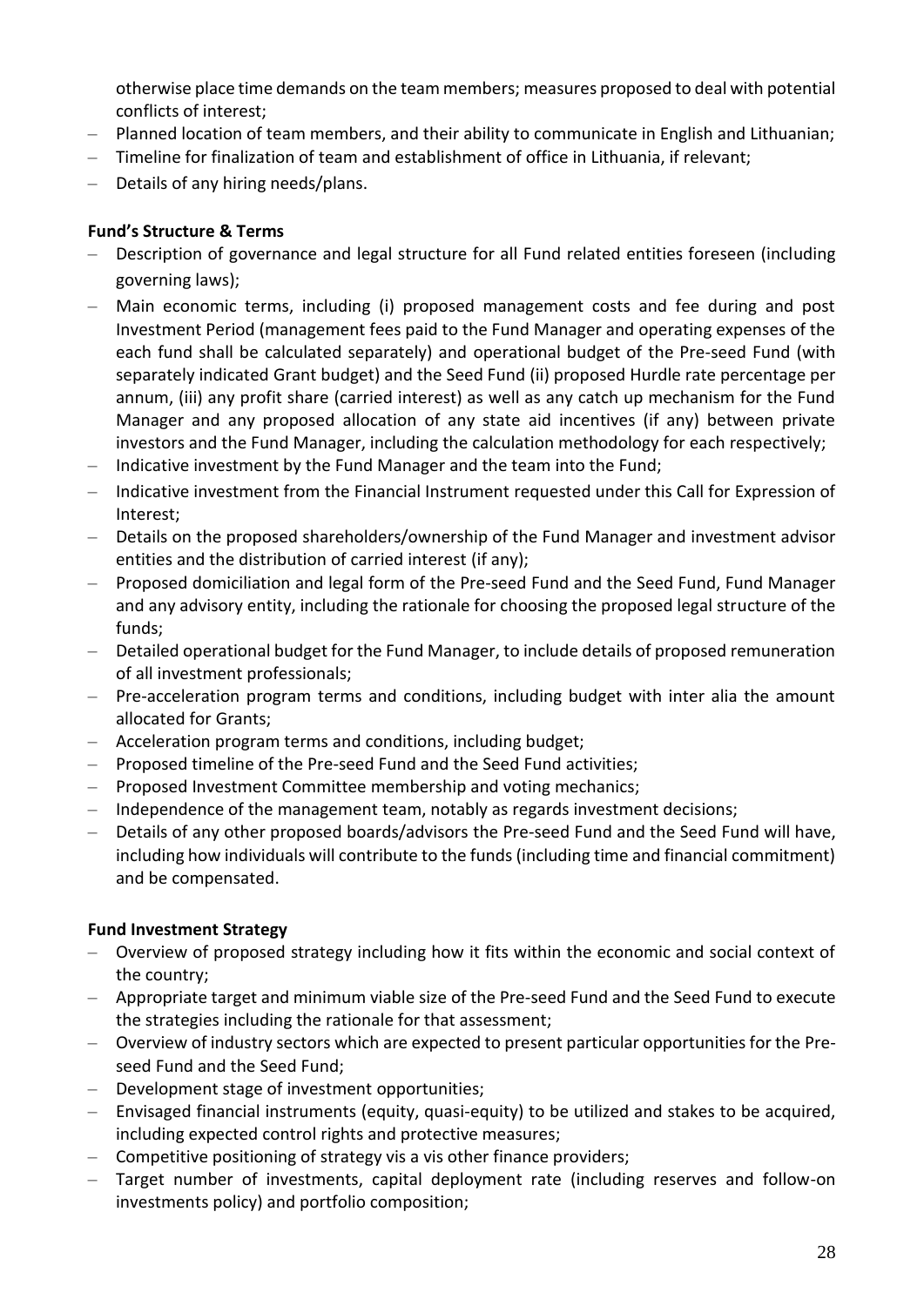otherwise place time demands on the team members; measures proposed to deal with potential conflicts of interest;

- Planned location of team members, and their ability to communicate in English and Lithuanian;
- Timeline for finalization of team and establishment of office in Lithuania, if relevant;
- Details of any hiring needs/plans.

**Fund's Structure & Terms**

- Description of governance and legal structure for all Fund related entities foreseen (including governing laws);
- Main economic terms, including (i) proposed management costs and fee during and post Investment Period (management fees paid to the Fund Manager and operating expenses of the each fund shall be calculated separately) and operational budget of the Pre-seed Fund (with separately indicated Grant budget) and the Seed Fund (ii) proposed Hurdle rate percentage per annum, (iii) any profit share (carried interest) as well as any catch up mechanism for the Fund Manager and any proposed allocation of any state aid incentives (if any) between private investors and the Fund Manager, including the calculation methodology for each respectively;
- Indicative investment by the Fund Manager and the team into the Fund;
- Indicative investment from the Financial Instrument requested under this Call for Expression of Interest;
- Details on the proposed shareholders/ownership of the Fund Manager and investment advisor entities and the distribution of carried interest (if any);
- Proposed domiciliation and legal form of the Pre-seed Fund and the Seed Fund, Fund Manager and any advisory entity, including the rationale for choosing the proposed legal structure of the funds;
- Detailed operational budget for the Fund Manager, to include details of proposed remuneration of all investment professionals;
- Pre-acceleration program terms and conditions, including budget with inter alia the amount allocated for Grants;
- Acceleration program terms and conditions, including budget;
- Proposed timeline of the Pre-seed Fund and the Seed Fund activities;
- Proposed Investment Committee membership and voting mechanics;
- Independence of the management team, notably as regards investment decisions;
- Details of any other proposed boards/advisors the Pre-seed Fund and the Seed Fund will have, including how individuals will contribute to the funds (including time and financial commitment) and be compensated.

**Fund Investment Strategy**

- Overview of proposed strategy including how it fits within the economic and social context of the country;
- Appropriate target and minimum viable size of the Pre-seed Fund and the Seed Fund to execute the strategies including the rationale for that assessment;
- Overview of industry sectors which are expected to present particular opportunities for the Pre-seed Fund and the Seed Fund;
- Development stage of investment opportunities;
- Envisaged financial instruments (equity, quasi-equity) to be utilized and stakes to be acquired, including expected control rights and protective measures;
- Competitive positioning of strategy vis a vis other finance providers;
- Target number of investments, capital deployment rate (including reserves and follow-on investments policy) and portfolio composition;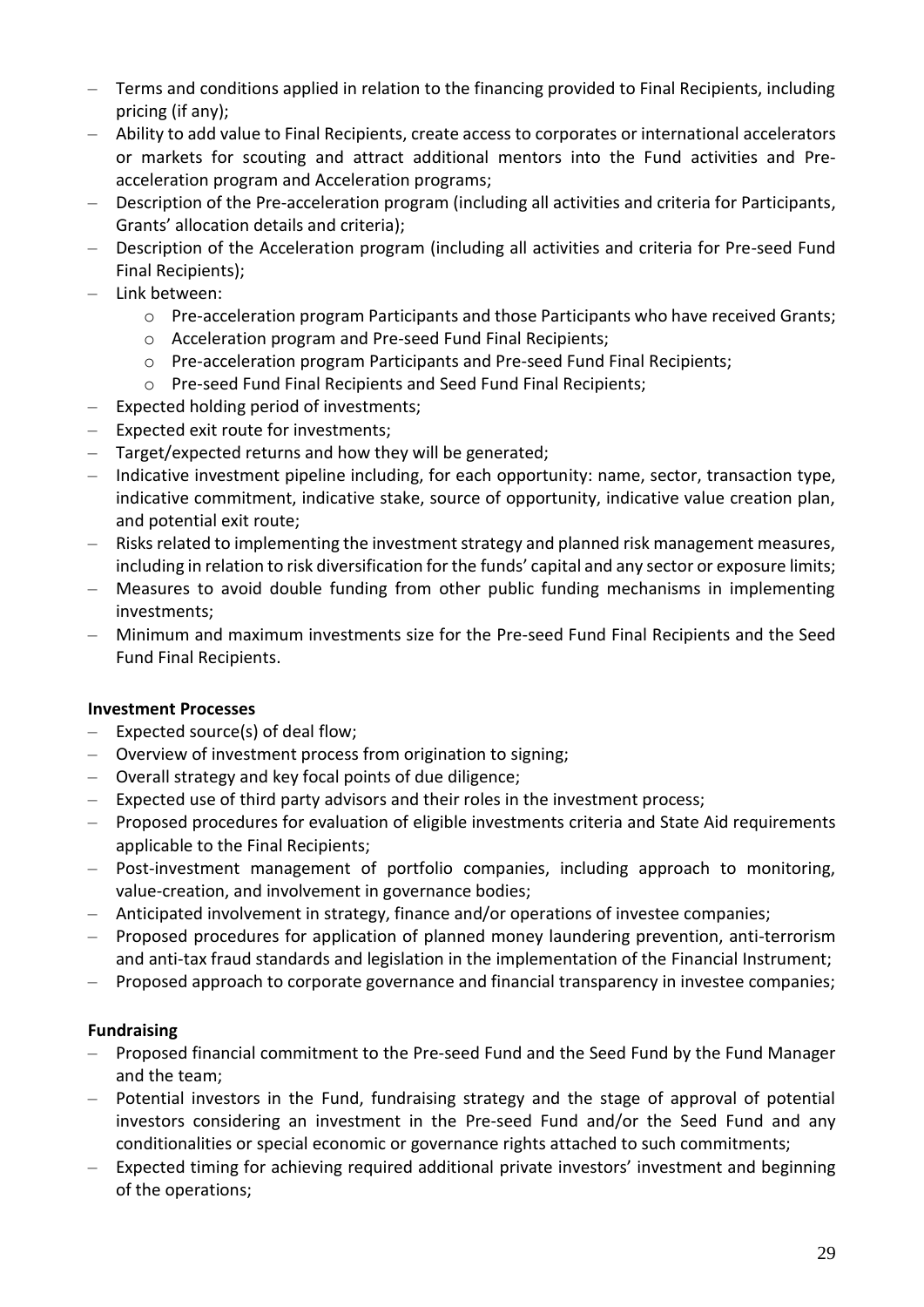- Terms and conditions applied in relation to the financing provided to Final Recipients, including pricing (if any);
- Ability to add value to Final Recipients, create access to corporates or international accelerators or markets for scouting and attract additional mentors into the Fund activities and Pre-acceleration program and Acceleration programs;
- Description of the Pre-acceleration program (including all activities and criteria for Participants, Grants' allocation details and criteria);
- Description of the Acceleration program (including all activities and criteria for Pre-seed Fund Final Recipients);
- Link between:
  - Pre-acceleration program Participants and those Participants who have received Grants;
  - Acceleration program and Pre-seed Fund Final Recipients;
  - Pre-acceleration program Participants and Pre-seed Fund Final Recipients;
  - Pre-seed Fund Final Recipients and Seed Fund Final Recipients;
- Expected holding period of investments;
- Expected exit route for investments;
- Target/expected returns and how they will be generated;
- Indicative investment pipeline including, for each opportunity: name, sector, transaction type, indicative commitment, indicative stake, source of opportunity, indicative value creation plan, and potential exit route;
- Risks related to implementing the investment strategy and planned risk management measures, including in relation to risk diversification for the funds' capital and any sector or exposure limits;
- Measures to avoid double funding from other public funding mechanisms in implementing investments;
- Minimum and maximum investments size for the Pre-seed Fund Final Recipients and the Seed Fund Final Recipients.

**Investment Processes**

- Expected source(s) of deal flow;
- Overview of investment process from origination to signing;
- Overall strategy and key focal points of due diligence;
- Expected use of third party advisors and their roles in the investment process;
- Proposed procedures for evaluation of eligible investments criteria and State Aid requirements applicable to the Final Recipients;
- Post-investment management of portfolio companies, including approach to monitoring, value-creation, and involvement in governance bodies;
- Anticipated involvement in strategy, finance and/or operations of investee companies;
- Proposed procedures for application of planned money laundering prevention, anti-terrorism and anti-tax fraud standards and legislation in the implementation of the Financial Instrument;
- Proposed approach to corporate governance and financial transparency in investee companies;

**Fundraising**

- Proposed financial commitment to the Pre-seed Fund and the Seed Fund by the Fund Manager and the team;
- Potential investors in the Fund, fundraising strategy and the stage of approval of potential investors considering an investment in the Pre-seed Fund and/or the Seed Fund and any conditionalities or special economic or governance rights attached to such commitments;
- Expected timing for achieving required additional private investors' investment and beginning of the operations;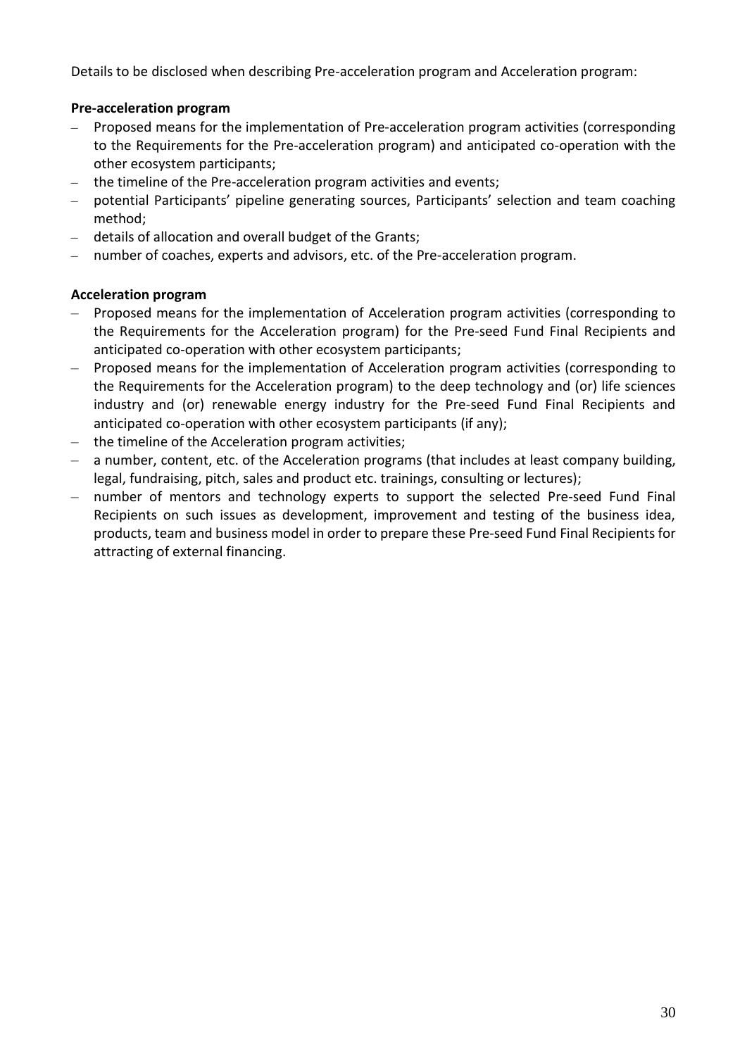Details to be disclosed when describing Pre-acceleration program and Acceleration program:

**Pre-acceleration program**

- Proposed means for the implementation of Pre-acceleration program activities (corresponding to the Requirements for the Pre-acceleration program) and anticipated co-operation with the other ecosystem participants;
- the timeline of the Pre-acceleration program activities and events;
- potential Participants' pipeline generating sources, Participants' selection and team coaching method;
- details of allocation and overall budget of the Grants;
- number of coaches, experts and advisors, etc. of the Pre-acceleration program.

**Acceleration program**

- Proposed means for the implementation of Acceleration program activities (corresponding to the Requirements for the Acceleration program) for the Pre-seed Fund Final Recipients and anticipated co-operation with other ecosystem participants;
- Proposed means for the implementation of Acceleration program activities (corresponding to the Requirements for the Acceleration program) to the deep technology and (or) life sciences industry and (or) renewable energy industry for the Pre-seed Fund Final Recipients and anticipated co-operation with other ecosystem participants (if any);
- the timeline of the Acceleration program activities;
- a number, content, etc. of the Acceleration programs (that includes at least company building, legal, fundraising, pitch, sales and product etc. trainings, consulting or lectures);
- number of mentors and technology experts to support the selected Pre-seed Fund Final Recipients on such issues as development, improvement and testing of the business idea, products, team and business model in order to prepare these Pre-seed Fund Final Recipients for attracting of external financing.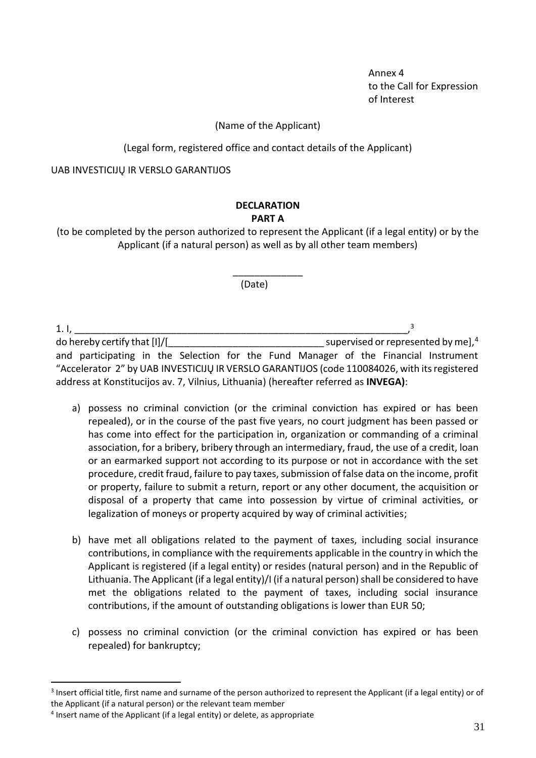Annex 4
to the Call for Expression
of Interest

(Name of the Applicant)

(Legal form, registered office and contact details of the Applicant)

UAB INVESTICIJŲ IR VERSLO GARANTIJOS

**DECLARATION**
**PART A**

(to be completed by the person authorized to represent the Applicant (if a legal entity) or by the Applicant (if a natural person) as well as by all other team members)

_____________
(Date)

1. I, _________________________________________________________________,[3]
do hereby certify that [I]/[______________________________ supervised or represented by me],[4] and participating in the Selection for the Fund Manager of the Financial Instrument "Accelerator 2" by UAB INVESTICIJŲ IR VERSLO GARANTIJOS (code 110084026, with its registered address at Konstitucijos av. 7, Vilnius, Lithuania) (hereafter referred as **INVEGA)**:

a) possess no criminal conviction (or the criminal conviction has expired or has been repealed), or in the course of the past five years, no court judgment has been passed or has come into effect for the participation in, organization or commanding of a criminal association, for a bribery, bribery through an intermediary, fraud, the use of a credit, loan or an earmarked support not according to its purpose or not in accordance with the set procedure, credit fraud, failure to pay taxes, submission of false data on the income, profit or property, failure to submit a return, report or any other document, the acquisition or disposal of a property that came into possession by virtue of criminal activities, or legalization of moneys or property acquired by way of criminal activities;

b) have met all obligations related to the payment of taxes, including social insurance contributions, in compliance with the requirements applicable in the country in which the Applicant is registered (if a legal entity) or resides (natural person) and in the Republic of Lithuania. The Applicant (if a legal entity)/I (if a natural person) shall be considered to have met the obligations related to the payment of taxes, including social insurance contributions, if the amount of outstanding obligations is lower than EUR 50;

c) possess no criminal conviction (or the criminal conviction has expired or has been repealed) for bankruptcy;

---

[3] Insert official title, first name and surname of the person authorized to represent the Applicant (if a legal entity) or of the Applicant (if a natural person) or the relevant team member

[4] Insert name of the Applicant (if a legal entity) or delete, as appropriate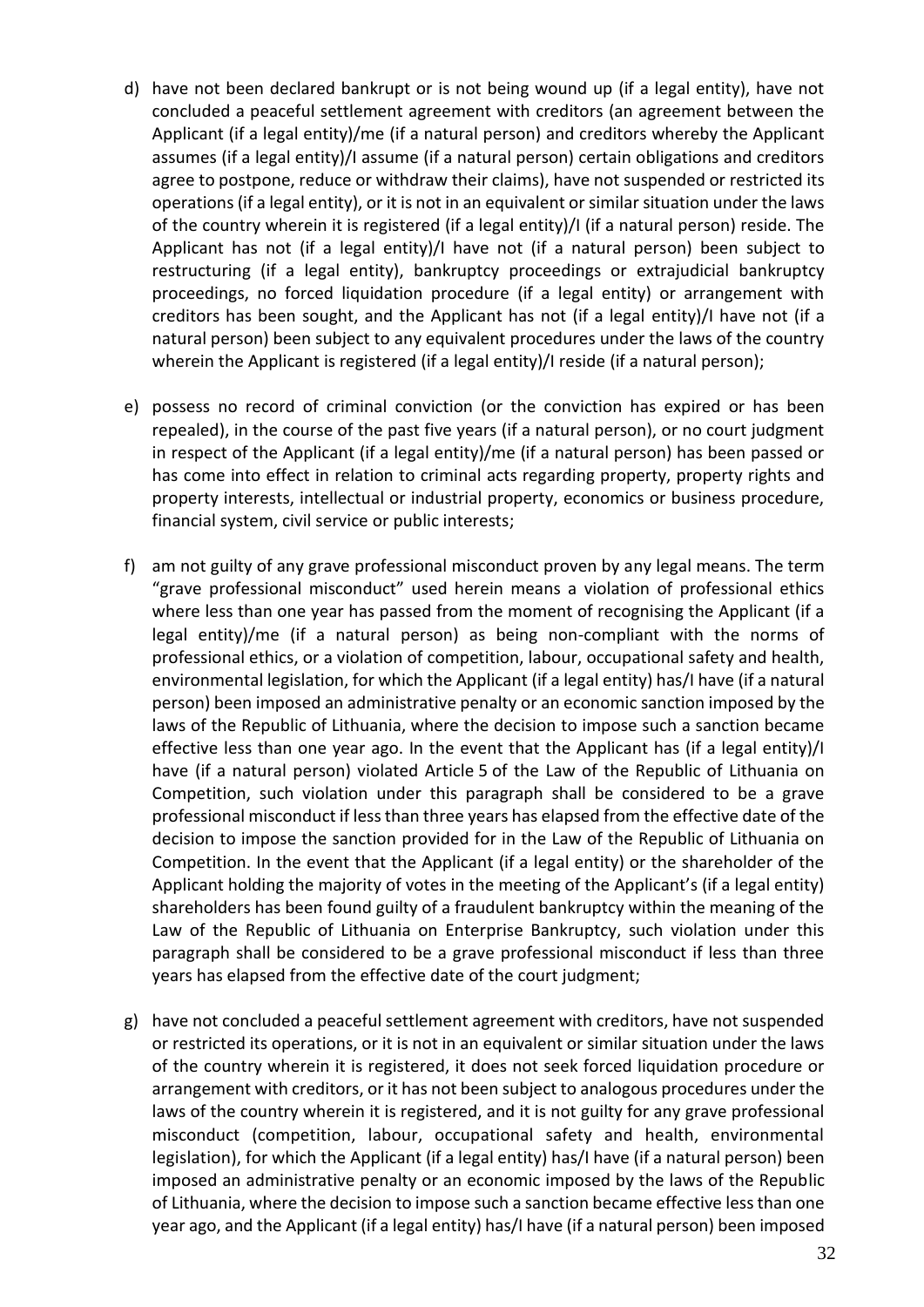d) have not been declared bankrupt or is not being wound up (if a legal entity), have not concluded a peaceful settlement agreement with creditors (an agreement between the Applicant (if a legal entity)/me (if a natural person) and creditors whereby the Applicant assumes (if a legal entity)/I assume (if a natural person) certain obligations and creditors agree to postpone, reduce or withdraw their claims), have not suspended or restricted its operations (if a legal entity), or it is not in an equivalent or similar situation under the laws of the country wherein it is registered (if a legal entity)/I (if a natural person) reside. The Applicant has not (if a legal entity)/I have not (if a natural person) been subject to restructuring (if a legal entity), bankruptcy proceedings or extrajudicial bankruptcy proceedings, no forced liquidation procedure (if a legal entity) or arrangement with creditors has been sought, and the Applicant has not (if a legal entity)/I have not (if a natural person) been subject to any equivalent procedures under the laws of the country wherein the Applicant is registered (if a legal entity)/I reside (if a natural person);

e) possess no record of criminal conviction (or the conviction has expired or has been repealed), in the course of the past five years (if a natural person), or no court judgment in respect of the Applicant (if a legal entity)/me (if a natural person) has been passed or has come into effect in relation to criminal acts regarding property, property rights and property interests, intellectual or industrial property, economics or business procedure, financial system, civil service or public interests;

f) am not guilty of any grave professional misconduct proven by any legal means. The term "grave professional misconduct" used herein means a violation of professional ethics where less than one year has passed from the moment of recognising the Applicant (if a legal entity)/me (if a natural person) as being non-compliant with the norms of professional ethics, or a violation of competition, labour, occupational safety and health, environmental legislation, for which the Applicant (if a legal entity) has/I have (if a natural person) been imposed an administrative penalty or an economic sanction imposed by the laws of the Republic of Lithuania, where the decision to impose such a sanction became effective less than one year ago. In the event that the Applicant has (if a legal entity)/I have (if a natural person) violated Article 5 of the Law of the Republic of Lithuania on Competition, such violation under this paragraph shall be considered to be a grave professional misconduct if less than three years has elapsed from the effective date of the decision to impose the sanction provided for in the Law of the Republic of Lithuania on Competition. In the event that the Applicant (if a legal entity) or the shareholder of the Applicant holding the majority of votes in the meeting of the Applicant's (if a legal entity) shareholders has been found guilty of a fraudulent bankruptcy within the meaning of the Law of the Republic of Lithuania on Enterprise Bankruptcy, such violation under this paragraph shall be considered to be a grave professional misconduct if less than three years has elapsed from the effective date of the court judgment;

g) have not concluded a peaceful settlement agreement with creditors, have not suspended or restricted its operations, or it is not in an equivalent or similar situation under the laws of the country wherein it is registered, it does not seek forced liquidation procedure or arrangement with creditors, or it has not been subject to analogous procedures under the laws of the country wherein it is registered, and it is not guilty for any grave professional misconduct (competition, labour, occupational safety and health, environmental legislation), for which the Applicant (if a legal entity) has/I have (if a natural person) been imposed an administrative penalty or an economic imposed by the laws of the Republic of Lithuania, where the decision to impose such a sanction became effective less than one year ago, and the Applicant (if a legal entity) has/I have (if a natural person) been imposed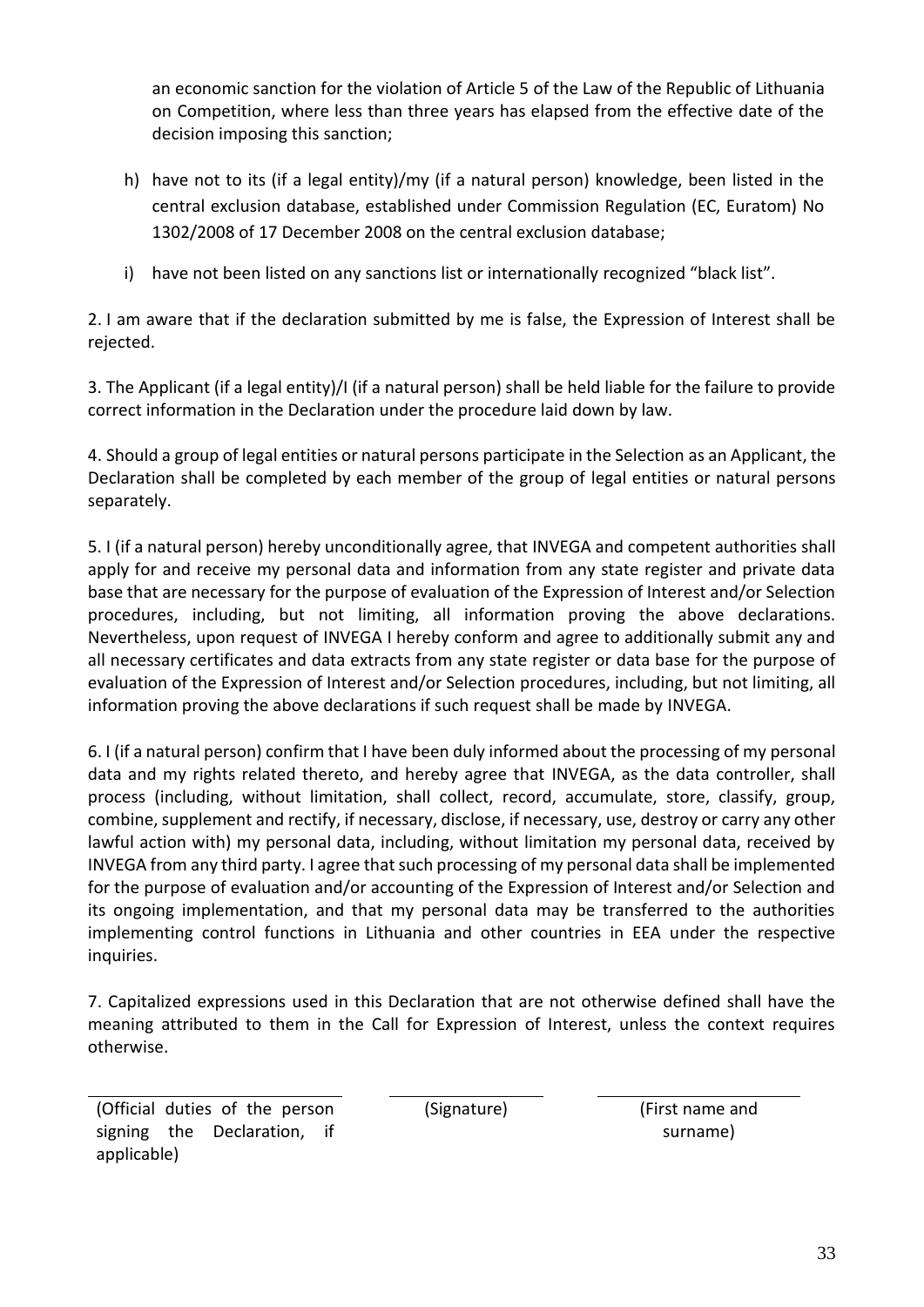an economic sanction for the violation of Article 5 of the Law of the Republic of Lithuania on Competition, where less than three years has elapsed from the effective date of the decision imposing this sanction;

h) have not to its (if a legal entity)/my (if a natural person) knowledge, been listed in the central exclusion database, established under Commission Regulation (EC, Euratom) No 1302/2008 of 17 December 2008 on the central exclusion database;

i) have not been listed on any sanctions list or internationally recognized "black list".

2. I am aware that if the declaration submitted by me is false, the Expression of Interest shall be rejected.

3. The Applicant (if a legal entity)/I (if a natural person) shall be held liable for the failure to provide correct information in the Declaration under the procedure laid down by law.

4. Should a group of legal entities or natural persons participate in the Selection as an Applicant, the Declaration shall be completed by each member of the group of legal entities or natural persons separately.

5. I (if a natural person) hereby unconditionally agree, that INVEGA and competent authorities shall apply for and receive my personal data and information from any state register and private data base that are necessary for the purpose of evaluation of the Expression of Interest and/or Selection procedures, including, but not limiting, all information proving the above declarations. Nevertheless, upon request of INVEGA I hereby conform and agree to additionally submit any and all necessary certificates and data extracts from any state register or data base for the purpose of evaluation of the Expression of Interest and/or Selection procedures, including, but not limiting, all information proving the above declarations if such request shall be made by INVEGA.

6. I (if a natural person) confirm that I have been duly informed about the processing of my personal data and my rights related thereto, and hereby agree that INVEGA, as the data controller, shall process (including, without limitation, shall collect, record, accumulate, store, classify, group, combine, supplement and rectify, if necessary, disclose, if necessary, use, destroy or carry any other lawful action with) my personal data, including, without limitation my personal data, received by INVEGA from any third party. I agree that such processing of my personal data shall be implemented for the purpose of evaluation and/or accounting of the Expression of Interest and/or Selection and its ongoing implementation, and that my personal data may be transferred to the authorities implementing control functions in Lithuania and other countries in EEA under the respective inquiries.

7. Capitalized expressions used in this Declaration that are not otherwise defined shall have the meaning attributed to them in the Call for Expression of Interest, unless the context requires otherwise.

| (Official duties of the person signing the Declaration, if applicable) | (Signature) | (First name and surname) |
|---|---|---|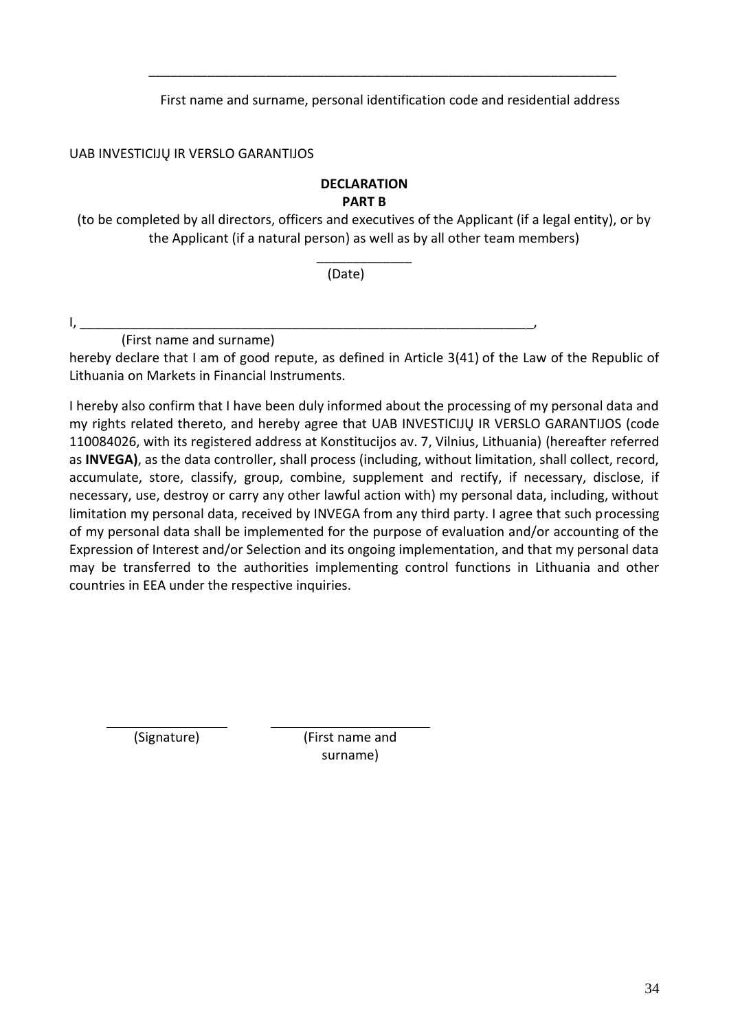\_\_\_\_\_\_\_\_\_\_\_\_\_\_\_\_\_\_\_\_\_\_\_\_\_\_\_\_\_\_\_\_\_\_\_\_\_\_\_\_\_\_\_\_\_\_\_\_\_\_\_\_\_\_\_\_\_\_\_\_\_\_\_\_

First name and surname, personal identification code and residential address

UAB INVESTICIJŲ IR VERSLO GARANTIJOS

**DECLARATION**
**PART B**

(to be completed by all directors, officers and executives of the Applicant (if a legal entity), or by the Applicant (if a natural person) as well as by all other team members)

\_\_\_\_\_\_\_\_\_\_\_\_\_\_

(Date)

I, \_\_\_\_\_\_\_\_\_\_\_\_\_\_\_\_\_\_\_\_\_\_\_\_\_\_\_\_\_\_\_\_\_\_\_\_\_\_\_\_\_\_\_\_\_\_\_\_\_\_\_\_\_\_\_\_\_\_\_\_\_\_,

(First name and surname)

hereby declare that I am of good repute, as defined in Article 3(41) of the Law of the Republic of Lithuania on Markets in Financial Instruments.

I hereby also confirm that I have been duly informed about the processing of my personal data and my rights related thereto, and hereby agree that UAB INVESTICIJŲ IR VERSLO GARANTIJOS (code 110084026, with its registered address at Konstitucijos av. 7, Vilnius, Lithuania) (hereafter referred as **INVEGA)**, as the data controller, shall process (including, without limitation, shall collect, record, accumulate, store, classify, group, combine, supplement and rectify, if necessary, disclose, if necessary, use, destroy or carry any other lawful action with) my personal data, including, without limitation my personal data, received by INVEGA from any third party. I agree that such processing of my personal data shall be implemented for the purpose of evaluation and/or accounting of the Expression of Interest and/or Selection and its ongoing implementation, and that my personal data may be transferred to the authorities implementing control functions in Lithuania and other countries in EEA under the respective inquiries.

| | |
|---|---|
| \_\_\_\_\_\_\_\_\_\_\_\_\_\_\_\_ | \_\_\_\_\_\_\_\_\_\_\_\_\_\_\_\_\_\_\_\_ |
| (Signature) | (First name and surname) |